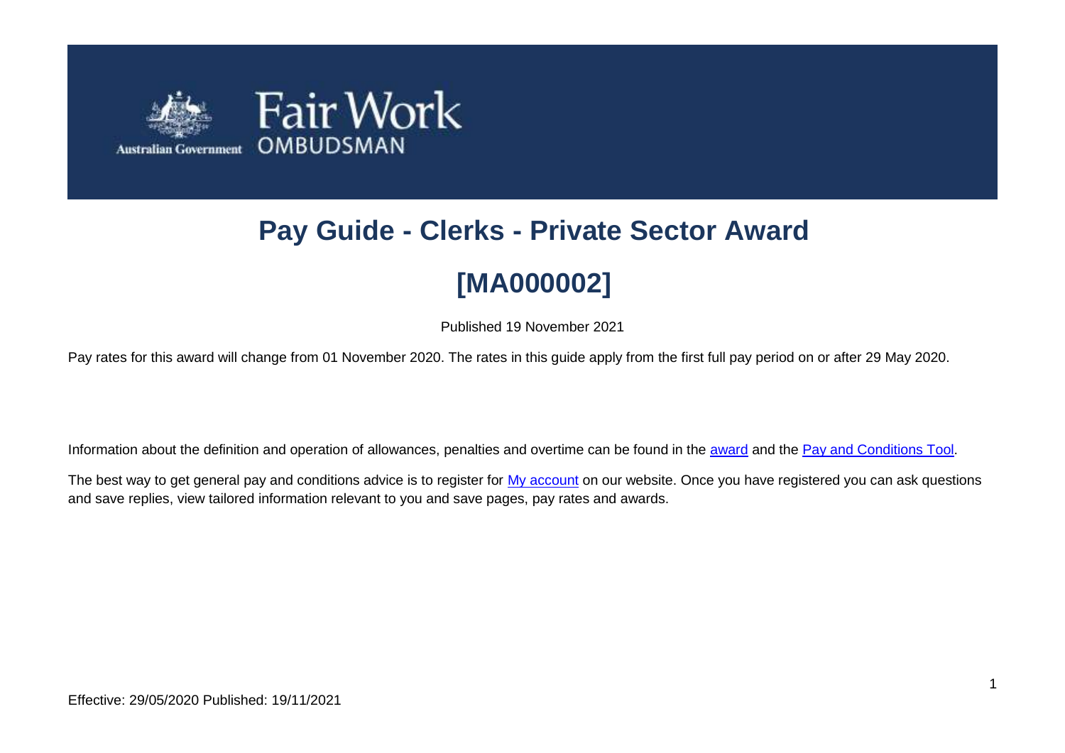Fair Work OMBUDSMAN

Australian Government

# Pay Guide - Clerks - Private Sector Award

# [MA000002]

Published 19 November 2021

Pay rates for this award will change from 01 November 2020. The rates in this guide apply from the first full pay period on or after 29 May 2020.

Information about the definition and operation of allowances, penalties and overtime can be found in the award and the Pay and Conditions Tool.

The best way to get general pay and conditions advice is to register for My account on our website. Once you have registered you can ask questions and save replies, view tailored information relevant to you and save pages, pay rates and awards.

Effective: 29/05/2020 Published: 19/11/2021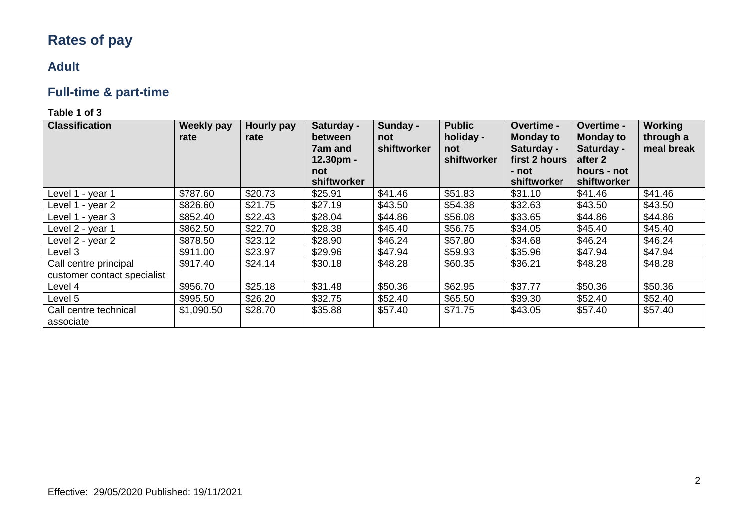# Rates of pay

## Adult

## Full-time & part-time

**Table 1 of 3**

| Classification | Weekly pay rate | Hourly pay rate | Saturday - between 7am and 12.30pm - not shiftworker | Sunday - not shiftworker | Public holiday - not shiftworker | Overtime - Monday to Saturday - first 2 hours - not shiftworker | Overtime - Monday to Saturday - after 2 hours - not shiftworker | Working through a meal break |
|---|---|---|---|---|---|---|---|---|
| Level 1 - year 1 | $787.60 | $20.73 | $25.91 | $41.46 | $51.83 | $31.10 | $41.46 | $41.46 |
| Level 1 - year 2 | $826.60 | $21.75 | $27.19 | $43.50 | $54.38 | $32.63 | $43.50 | $43.50 |
| Level 1 - year 3 | $852.40 | $22.43 | $28.04 | $44.86 | $56.08 | $33.65 | $44.86 | $44.86 |
| Level 2 - year 1 | $862.50 | $22.70 | $28.38 | $45.40 | $56.75 | $34.05 | $45.40 | $45.40 |
| Level 2 - year 2 | $878.50 | $23.12 | $28.90 | $46.24 | $57.80 | $34.68 | $46.24 | $46.24 |
| Level 3 | $911.00 | $23.97 | $29.96 | $47.94 | $59.93 | $35.96 | $47.94 | $47.94 |
| Call centre principal customer contact specialist | $917.40 | $24.14 | $30.18 | $48.28 | $60.35 | $36.21 | $48.28 | $48.28 |
| Level 4 | $956.70 | $25.18 | $31.48 | $50.36 | $62.95 | $37.77 | $50.36 | $50.36 |
| Level 5 | $995.50 | $26.20 | $32.75 | $52.40 | $65.50 | $39.30 | $52.40 | $52.40 |
| Call centre technical associate | $1,090.50 | $28.70 | $35.88 | $57.40 | $71.75 | $43.05 | $57.40 | $57.40 |

Effective: 29/05/2020 Published: 19/11/2021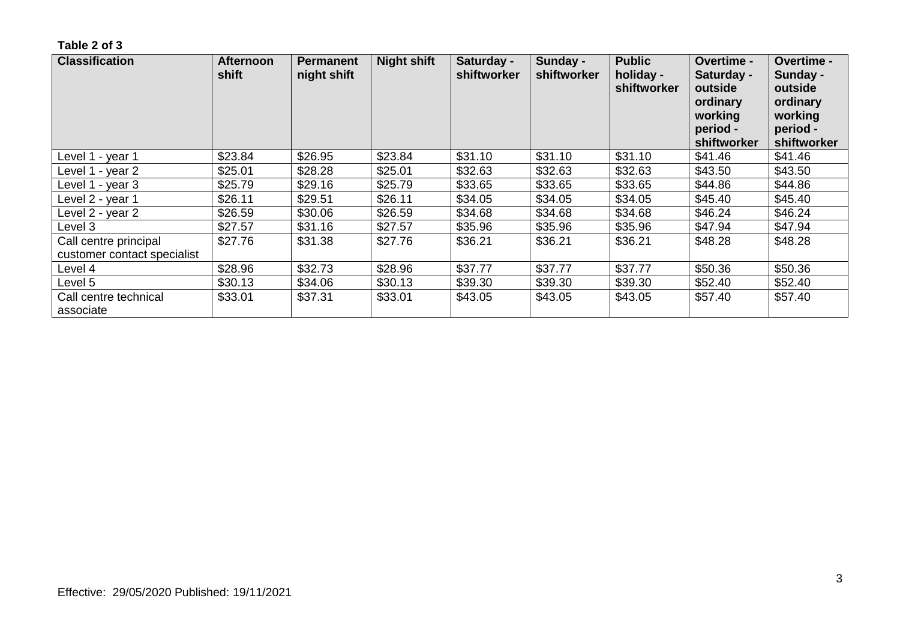**Table 2 of 3**

| Classification | Afternoon shift | Permanent night shift | Night shift | Saturday - shiftworker | Sunday - shiftworker | Public holiday - shiftworker | Overtime - Saturday - outside ordinary working period - shiftworker | Overtime - Sunday - outside ordinary working period - shiftworker |
|---|---|---|---|---|---|---|---|---|
| Level 1 - year 1 | $23.84 | $26.95 | $23.84 | $31.10 | $31.10 | $31.10 | $41.46 | $41.46 |
| Level 1 - year 2 | $25.01 | $28.28 | $25.01 | $32.63 | $32.63 | $32.63 | $43.50 | $43.50 |
| Level 1 - year 3 | $25.79 | $29.16 | $25.79 | $33.65 | $33.65 | $33.65 | $44.86 | $44.86 |
| Level 2 - year 1 | $26.11 | $29.51 | $26.11 | $34.05 | $34.05 | $34.05 | $45.40 | $45.40 |
| Level 2 - year 2 | $26.59 | $30.06 | $26.59 | $34.68 | $34.68 | $34.68 | $46.24 | $46.24 |
| Level 3 | $27.57 | $31.16 | $27.57 | $35.96 | $35.96 | $35.96 | $47.94 | $47.94 |
| Call centre principal customer contact specialist | $27.76 | $31.38 | $27.76 | $36.21 | $36.21 | $36.21 | $48.28 | $48.28 |
| Level 4 | $28.96 | $32.73 | $28.96 | $37.77 | $37.77 | $37.77 | $50.36 | $50.36 |
| Level 5 | $30.13 | $34.06 | $30.13 | $39.30 | $39.30 | $39.30 | $52.40 | $52.40 |
| Call centre technical associate | $33.01 | $37.31 | $33.01 | $43.05 | $43.05 | $43.05 | $57.40 | $57.40 |

Effective: 29/05/2020 Published: 19/11/2021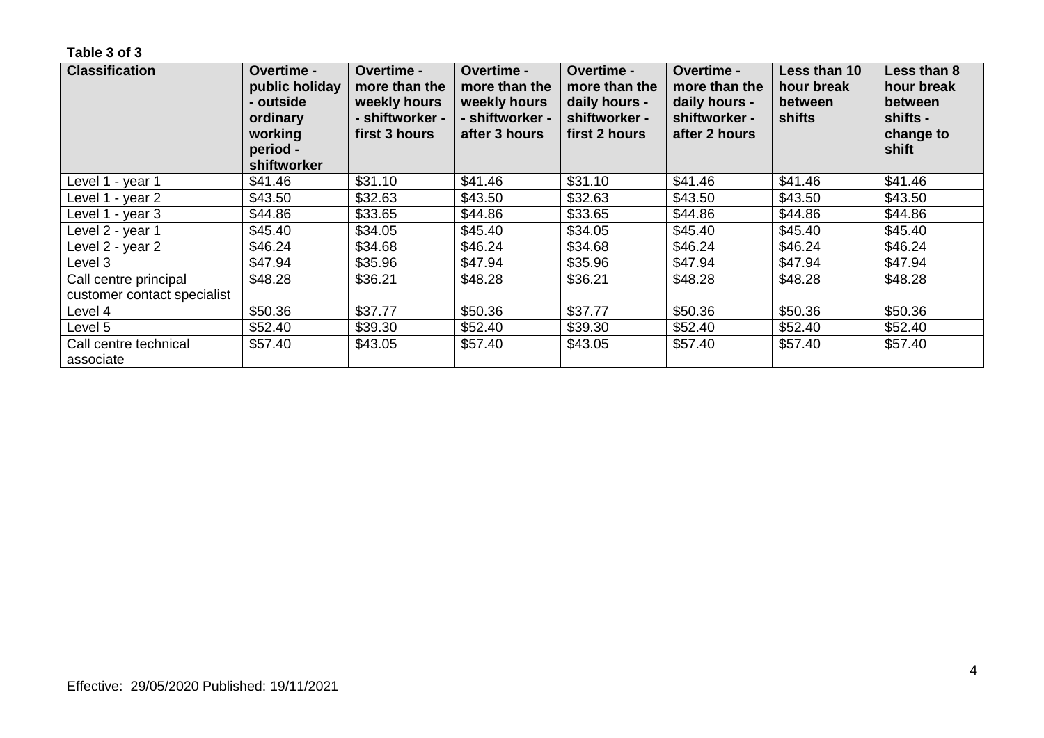**Table 3 of 3**

| Classification | Overtime - public holiday - outside ordinary working period - shiftworker | Overtime - more than the weekly hours - shiftworker - first 3 hours | Overtime - more than the weekly hours - shiftworker - after 3 hours | Overtime - more than the daily hours - shiftworker - first 2 hours | Overtime - more than the daily hours - shiftworker - after 2 hours | Less than 10 hour break between shifts | Less than 8 hour break between shifts - change to shift |
|---|---|---|---|---|---|---|---|
| Level 1 - year 1 | $41.46 | $31.10 | $41.46 | $31.10 | $41.46 | $41.46 | $41.46 |
| Level 1 - year 2 | $43.50 | $32.63 | $43.50 | $32.63 | $43.50 | $43.50 | $43.50 |
| Level 1 - year 3 | $44.86 | $33.65 | $44.86 | $33.65 | $44.86 | $44.86 | $44.86 |
| Level 2 - year 1 | $45.40 | $34.05 | $45.40 | $34.05 | $45.40 | $45.40 | $45.40 |
| Level 2 - year 2 | $46.24 | $34.68 | $46.24 | $34.68 | $46.24 | $46.24 | $46.24 |
| Level 3 | $47.94 | $35.96 | $47.94 | $35.96 | $47.94 | $47.94 | $47.94 |
| Call centre principal customer contact specialist | $48.28 | $36.21 | $48.28 | $36.21 | $48.28 | $48.28 | $48.28 |
| Level 4 | $50.36 | $37.77 | $50.36 | $37.77 | $50.36 | $50.36 | $50.36 |
| Level 5 | $52.40 | $39.30 | $52.40 | $39.30 | $52.40 | $52.40 | $52.40 |
| Call centre technical associate | $57.40 | $43.05 | $57.40 | $43.05 | $57.40 | $57.40 | $57.40 |

Effective: 29/05/2020 Published: 19/11/2021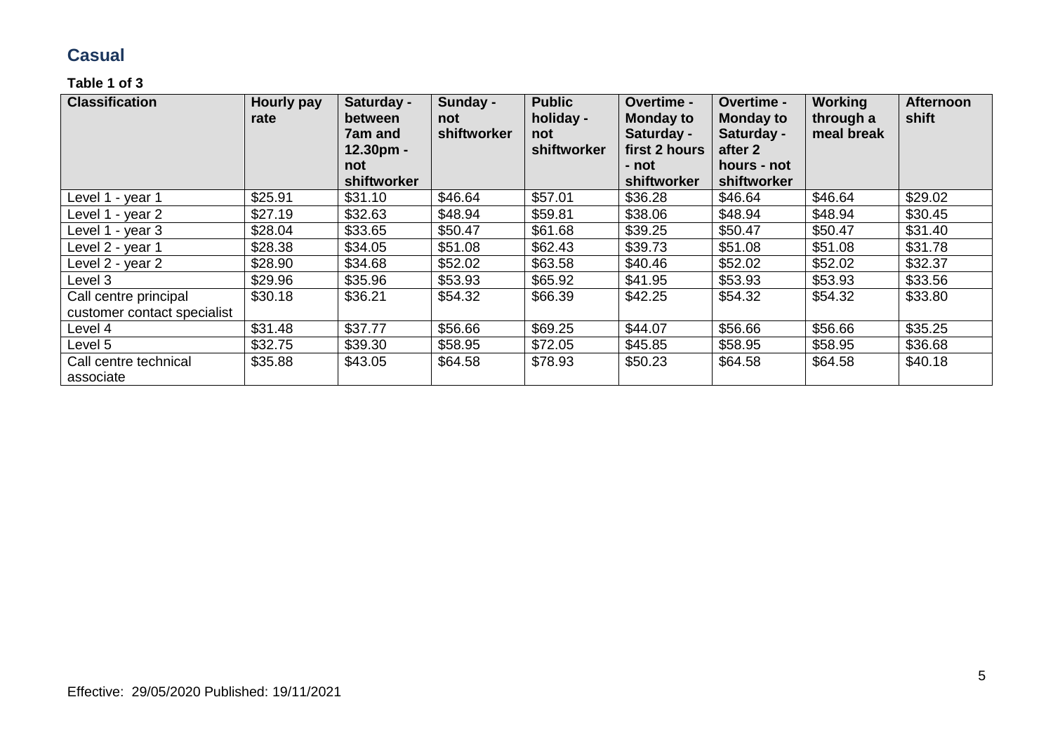## Casual

**Table 1 of 3**

| Classification | Hourly pay rate | Saturday - between 7am and 12.30pm - not shiftworker | Sunday - not shiftworker | Public holiday - not shiftworker | Overtime - Monday to Saturday - first 2 hours - not shiftworker | Overtime - Monday to Saturday - after 2 hours - not shiftworker | Working through a meal break | Afternoon shift |
|---|---|---|---|---|---|---|---|---|
| Level 1 - year 1 | $25.91 | $31.10 | $46.64 | $57.01 | $36.28 | $46.64 | $46.64 | $29.02 |
| Level 1 - year 2 | $27.19 | $32.63 | $48.94 | $59.81 | $38.06 | $48.94 | $48.94 | $30.45 |
| Level 1 - year 3 | $28.04 | $33.65 | $50.47 | $61.68 | $39.25 | $50.47 | $50.47 | $31.40 |
| Level 2 - year 1 | $28.38 | $34.05 | $51.08 | $62.43 | $39.73 | $51.08 | $51.08 | $31.78 |
| Level 2 - year 2 | $28.90 | $34.68 | $52.02 | $63.58 | $40.46 | $52.02 | $52.02 | $32.37 |
| Level 3 | $29.96 | $35.96 | $53.93 | $65.92 | $41.95 | $53.93 | $53.93 | $33.56 |
| Call centre principal customer contact specialist | $30.18 | $36.21 | $54.32 | $66.39 | $42.25 | $54.32 | $54.32 | $33.80 |
| Level 4 | $31.48 | $37.77 | $56.66 | $69.25 | $44.07 | $56.66 | $56.66 | $35.25 |
| Level 5 | $32.75 | $39.30 | $58.95 | $72.05 | $45.85 | $58.95 | $58.95 | $36.68 |
| Call centre technical associate | $35.88 | $43.05 | $64.58 | $78.93 | $50.23 | $64.58 | $64.58 | $40.18 |

Effective: 29/05/2020 Published: 19/11/2021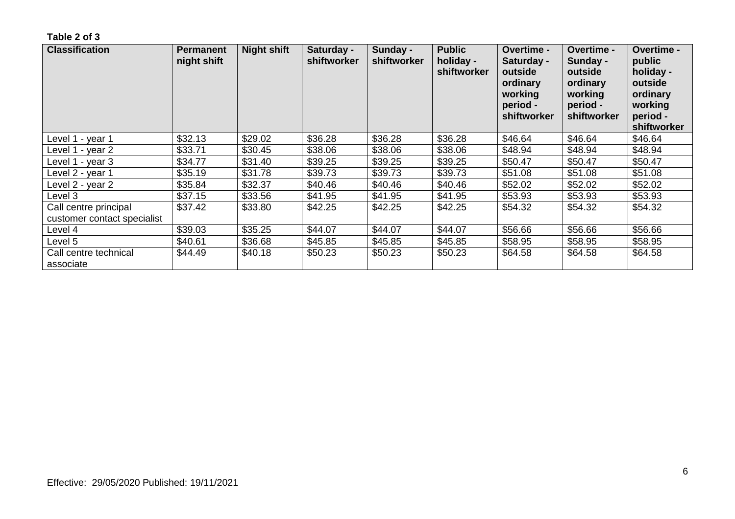**Table 2 of 3**

| Classification | Permanent night shift | Night shift | Saturday - shiftworker | Sunday - shiftworker | Public holiday - shiftworker | Overtime - Saturday - outside ordinary working period - shiftworker | Overtime - Sunday - outside ordinary working period - shiftworker | Overtime - public holiday - outside ordinary working period - shiftworker |
|---|---|---|---|---|---|---|---|---|
| Level 1 - year 1 | $32.13 | $29.02 | $36.28 | $36.28 | $36.28 | $46.64 | $46.64 | $46.64 |
| Level 1 - year 2 | $33.71 | $30.45 | $38.06 | $38.06 | $38.06 | $48.94 | $48.94 | $48.94 |
| Level 1 - year 3 | $34.77 | $31.40 | $39.25 | $39.25 | $39.25 | $50.47 | $50.47 | $50.47 |
| Level 2 - year 1 | $35.19 | $31.78 | $39.73 | $39.73 | $39.73 | $51.08 | $51.08 | $51.08 |
| Level 2 - year 2 | $35.84 | $32.37 | $40.46 | $40.46 | $40.46 | $52.02 | $52.02 | $52.02 |
| Level 3 | $37.15 | $33.56 | $41.95 | $41.95 | $41.95 | $53.93 | $53.93 | $53.93 |
| Call centre principal customer contact specialist | $37.42 | $33.80 | $42.25 | $42.25 | $42.25 | $54.32 | $54.32 | $54.32 |
| Level 4 | $39.03 | $35.25 | $44.07 | $44.07 | $44.07 | $56.66 | $56.66 | $56.66 |
| Level 5 | $40.61 | $36.68 | $45.85 | $45.85 | $45.85 | $58.95 | $58.95 | $58.95 |
| Call centre technical associate | $44.49 | $40.18 | $50.23 | $50.23 | $50.23 | $64.58 | $64.58 | $64.58 |

Effective: 29/05/2020 Published: 19/11/2021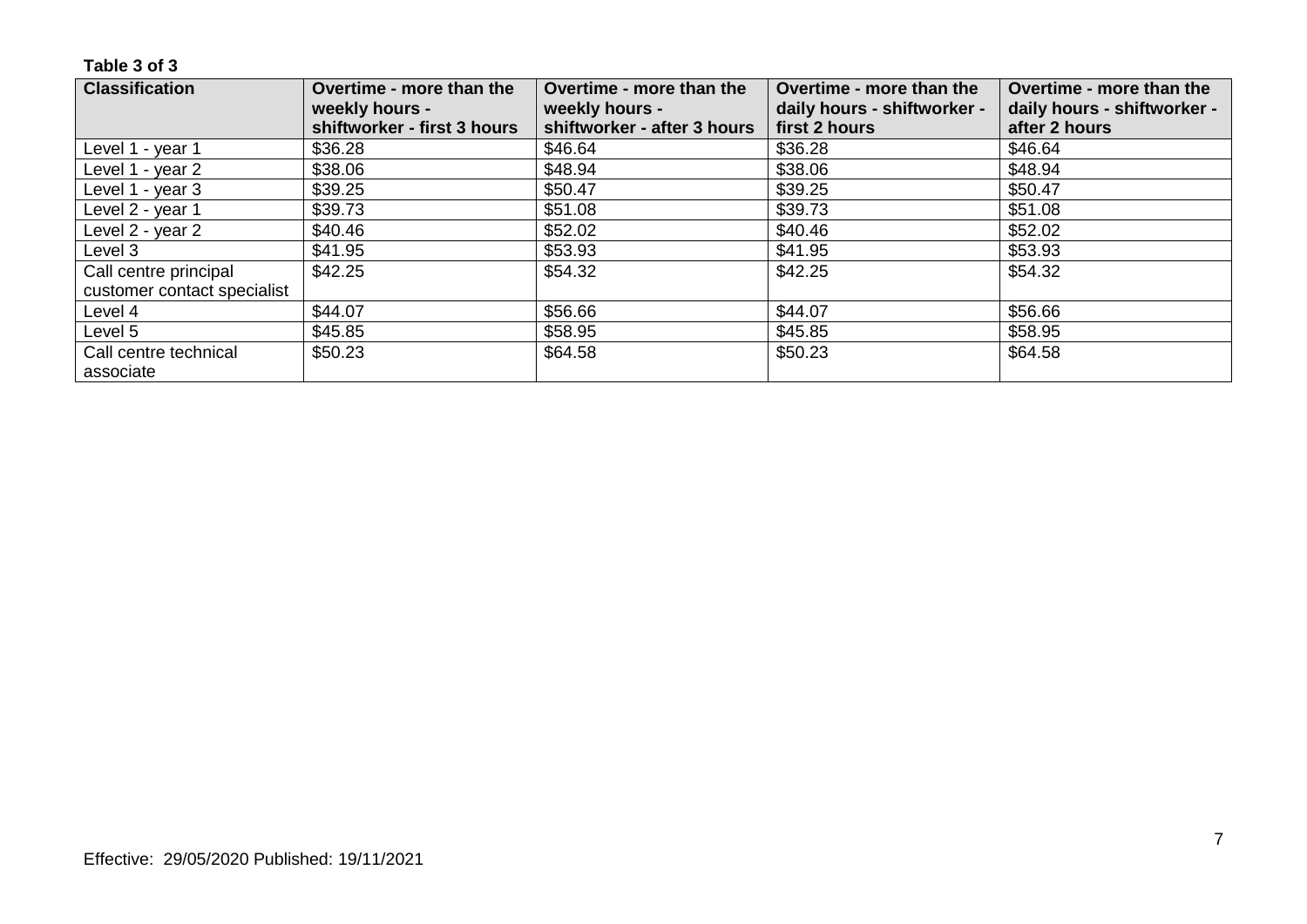**Table 3 of 3**

| Classification | Overtime - more than the weekly hours - shiftworker - first 3 hours | Overtime - more than the weekly hours - shiftworker - after 3 hours | Overtime - more than the daily hours - shiftworker - first 2 hours | Overtime - more than the daily hours - shiftworker - after 2 hours |
|---|---|---|---|---|
| Level 1 - year 1 | $36.28 | $46.64 | $36.28 | $46.64 |
| Level 1 - year 2 | $38.06 | $48.94 | $38.06 | $48.94 |
| Level 1 - year 3 | $39.25 | $50.47 | $39.25 | $50.47 |
| Level 2 - year 1 | $39.73 | $51.08 | $39.73 | $51.08 |
| Level 2 - year 2 | $40.46 | $52.02 | $40.46 | $52.02 |
| Level 3 | $41.95 | $53.93 | $41.95 | $53.93 |
| Call centre principal customer contact specialist | $42.25 | $54.32 | $42.25 | $54.32 |
| Level 4 | $44.07 | $56.66 | $44.07 | $56.66 |
| Level 5 | $45.85 | $58.95 | $45.85 | $58.95 |
| Call centre technical associate | $50.23 | $64.58 | $50.23 | $64.58 |

Effective: 29/05/2020 Published: 19/11/2021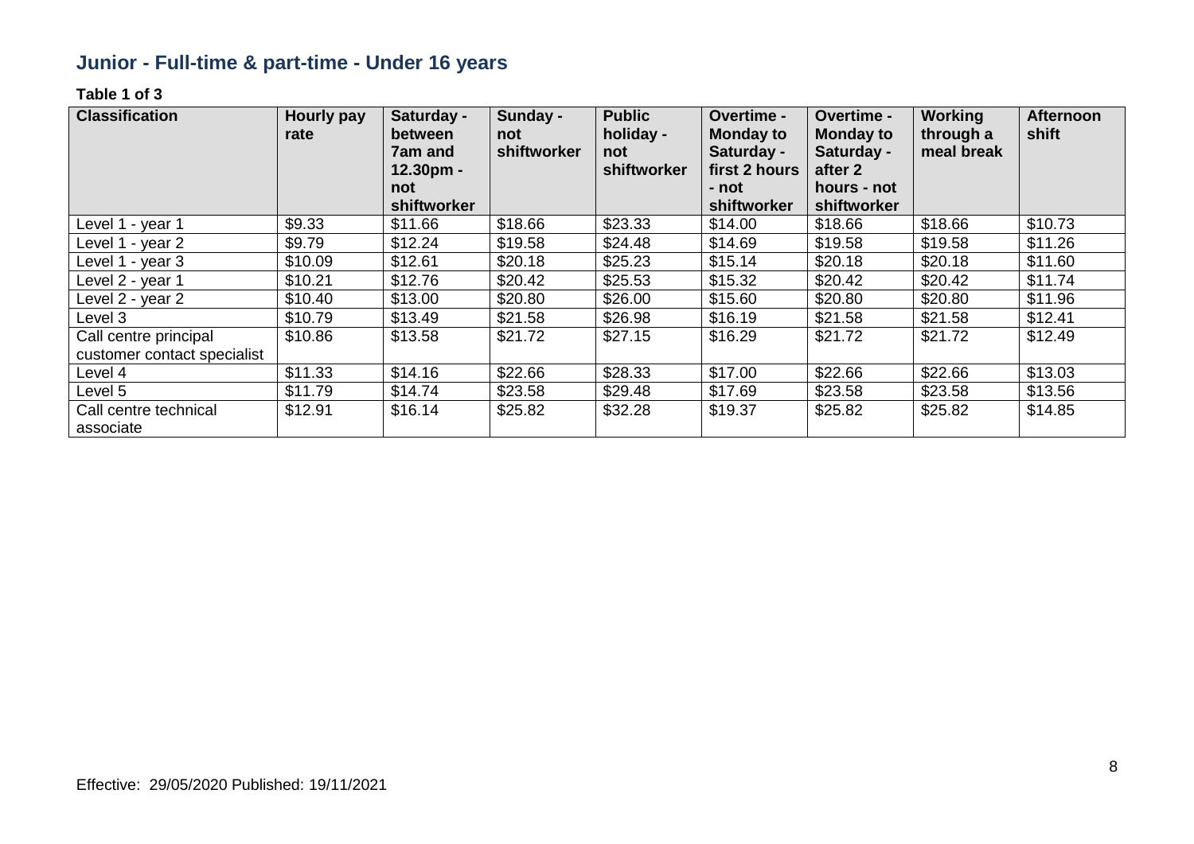## Junior - Full-time & part-time - Under 16 years

**Table 1 of 3**

| Classification | Hourly pay rate | Saturday - between 7am and 12.30pm - not shiftworker | Sunday - not shiftworker | Public holiday - not shiftworker | Overtime - Monday to Saturday - first 2 hours - not shiftworker | Overtime - Monday to Saturday - after 2 hours - not shiftworker | Working through a meal break | Afternoon shift |
|---|---|---|---|---|---|---|---|---|
| Level 1 - year 1 | $9.33 | $11.66 | $18.66 | $23.33 | $14.00 | $18.66 | $18.66 | $10.73 |
| Level 1 - year 2 | $9.79 | $12.24 | $19.58 | $24.48 | $14.69 | $19.58 | $19.58 | $11.26 |
| Level 1 - year 3 | $10.09 | $12.61 | $20.18 | $25.23 | $15.14 | $20.18 | $20.18 | $11.60 |
| Level 2 - year 1 | $10.21 | $12.76 | $20.42 | $25.53 | $15.32 | $20.42 | $20.42 | $11.74 |
| Level 2 - year 2 | $10.40 | $13.00 | $20.80 | $26.00 | $15.60 | $20.80 | $20.80 | $11.96 |
| Level 3 | $10.79 | $13.49 | $21.58 | $26.98 | $16.19 | $21.58 | $21.58 | $12.41 |
| Call centre principal customer contact specialist | $10.86 | $13.58 | $21.72 | $27.15 | $16.29 | $21.72 | $21.72 | $12.49 |
| Level 4 | $11.33 | $14.16 | $22.66 | $28.33 | $17.00 | $22.66 | $22.66 | $13.03 |
| Level 5 | $11.79 | $14.74 | $23.58 | $29.48 | $17.69 | $23.58 | $23.58 | $13.56 |
| Call centre technical associate | $12.91 | $16.14 | $25.82 | $32.28 | $19.37 | $25.82 | $25.82 | $14.85 |

Effective: 29/05/2020 Published: 19/11/2021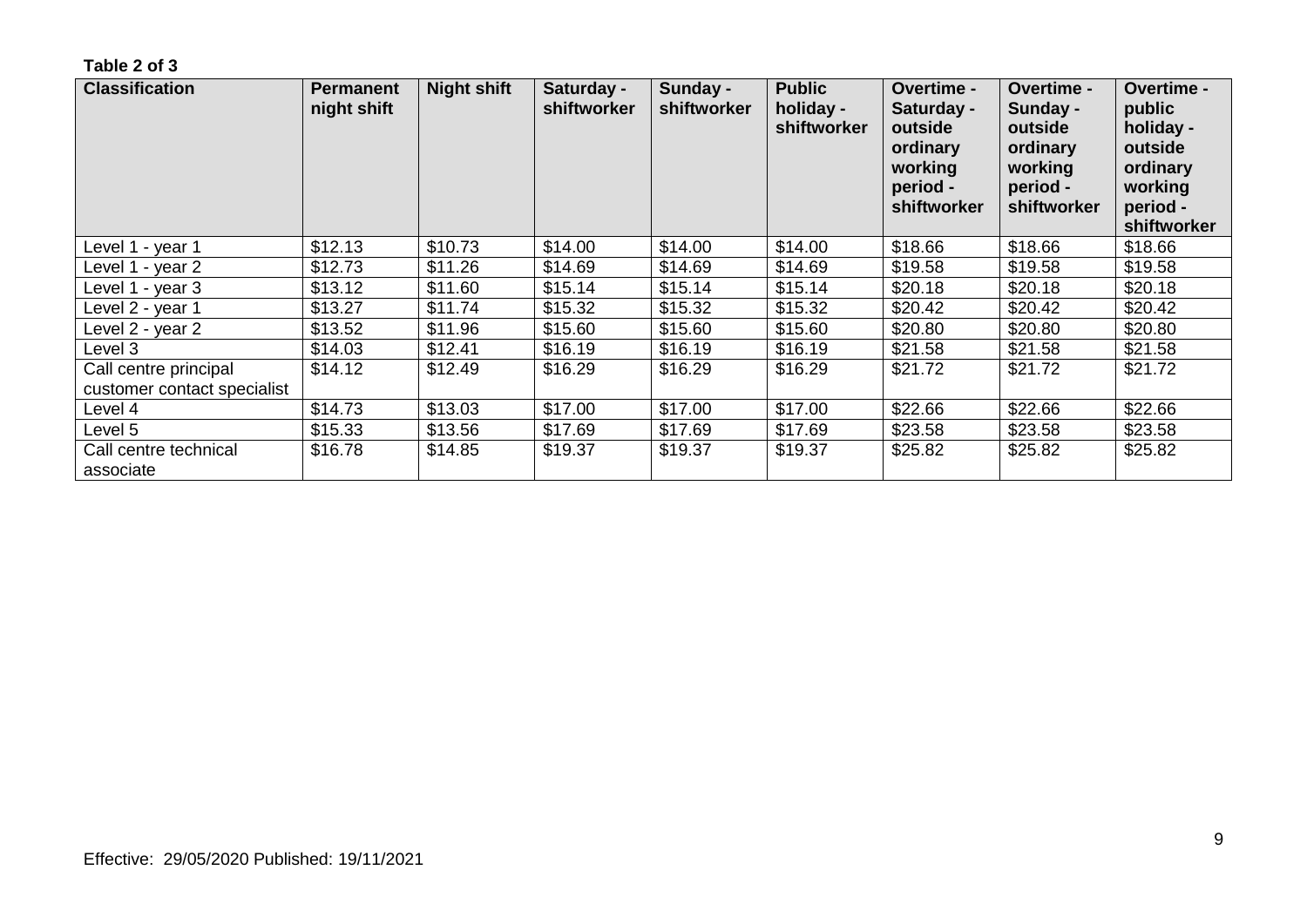**Table 2 of 3**

| Classification | Permanent night shift | Night shift | Saturday - shiftworker | Sunday - shiftworker | Public holiday - shiftworker | Overtime - Saturday - outside ordinary working period - shiftworker | Overtime - Sunday - outside ordinary working period - shiftworker | Overtime - public holiday - outside ordinary working period - shiftworker |
|---|---|---|---|---|---|---|---|---|
| Level 1 - year 1 | $12.13 | $10.73 | $14.00 | $14.00 | $14.00 | $18.66 | $18.66 | $18.66 |
| Level 1 - year 2 | $12.73 | $11.26 | $14.69 | $14.69 | $14.69 | $19.58 | $19.58 | $19.58 |
| Level 1 - year 3 | $13.12 | $11.60 | $15.14 | $15.14 | $15.14 | $20.18 | $20.18 | $20.18 |
| Level 2 - year 1 | $13.27 | $11.74 | $15.32 | $15.32 | $15.32 | $20.42 | $20.42 | $20.42 |
| Level 2 - year 2 | $13.52 | $11.96 | $15.60 | $15.60 | $15.60 | $20.80 | $20.80 | $20.80 |
| Level 3 | $14.03 | $12.41 | $16.19 | $16.19 | $16.19 | $21.58 | $21.58 | $21.58 |
| Call centre principal customer contact specialist | $14.12 | $12.49 | $16.29 | $16.29 | $16.29 | $21.72 | $21.72 | $21.72 |
| Level 4 | $14.73 | $13.03 | $17.00 | $17.00 | $17.00 | $22.66 | $22.66 | $22.66 |
| Level 5 | $15.33 | $13.56 | $17.69 | $17.69 | $17.69 | $23.58 | $23.58 | $23.58 |
| Call centre technical associate | $16.78 | $14.85 | $19.37 | $19.37 | $19.37 | $25.82 | $25.82 | $25.82 |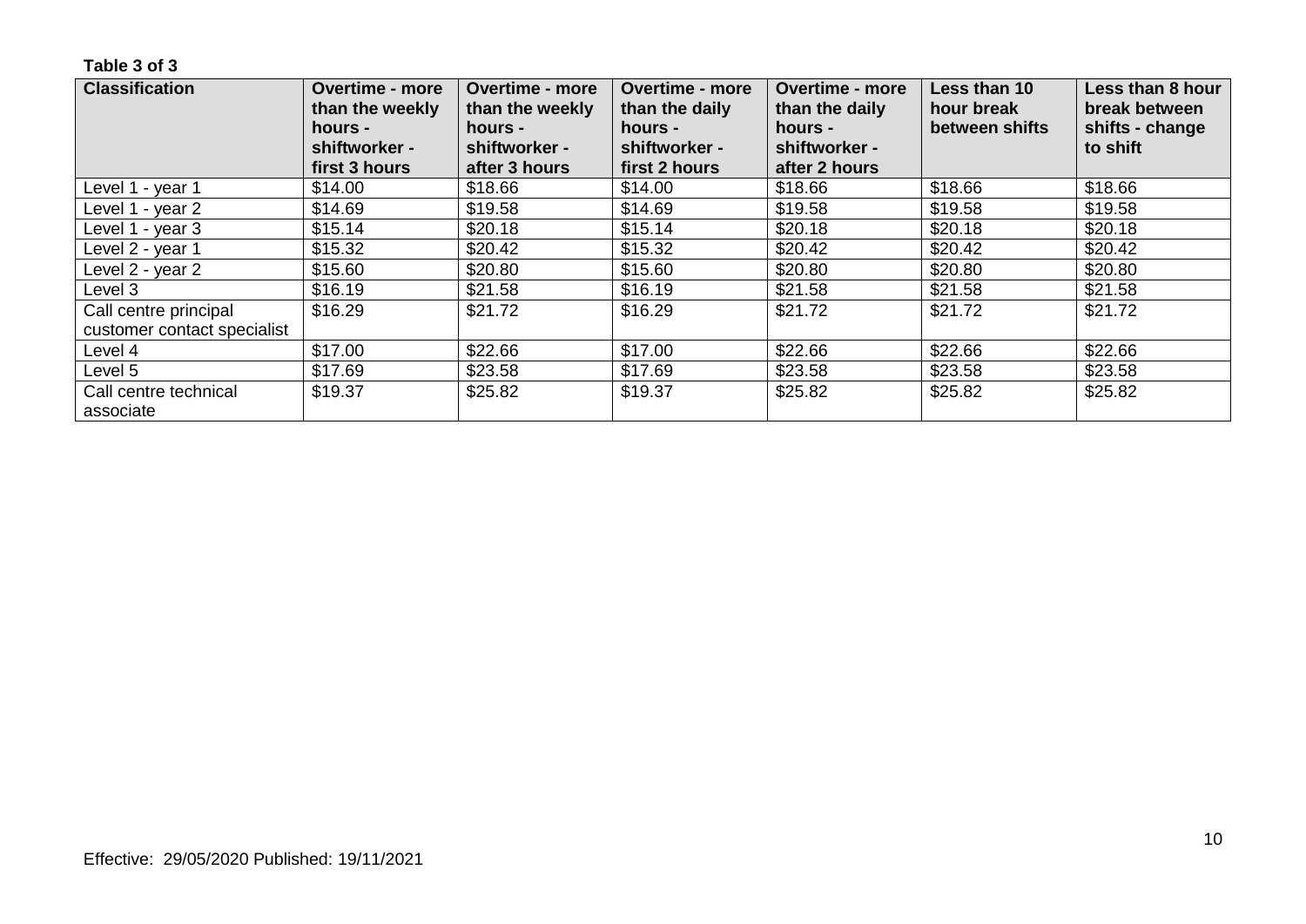**Table 3 of 3**

| Classification | Overtime - more than the weekly hours - shiftworker - first 3 hours | Overtime - more than the weekly hours - shiftworker - after 3 hours | Overtime - more than the daily hours - shiftworker - first 2 hours | Overtime - more than the daily hours - shiftworker - after 2 hours | Less than 10 hour break between shifts | Less than 8 hour break between shifts - change to shift |
|---|---|---|---|---|---|---|
| Level 1 - year 1 | $14.00 | $18.66 | $14.00 | $18.66 | $18.66 | $18.66 |
| Level 1 - year 2 | $14.69 | $19.58 | $14.69 | $19.58 | $19.58 | $19.58 |
| Level 1 - year 3 | $15.14 | $20.18 | $15.14 | $20.18 | $20.18 | $20.18 |
| Level 2 - year 1 | $15.32 | $20.42 | $15.32 | $20.42 | $20.42 | $20.42 |
| Level 2 - year 2 | $15.60 | $20.80 | $15.60 | $20.80 | $20.80 | $20.80 |
| Level 3 | $16.19 | $21.58 | $16.19 | $21.58 | $21.58 | $21.58 |
| Call centre principal customer contact specialist | $16.29 | $21.72 | $16.29 | $21.72 | $21.72 | $21.72 |
| Level 4 | $17.00 | $22.66 | $17.00 | $22.66 | $22.66 | $22.66 |
| Level 5 | $17.69 | $23.58 | $17.69 | $23.58 | $23.58 | $23.58 |
| Call centre technical associate | $19.37 | $25.82 | $19.37 | $25.82 | $25.82 | $25.82 |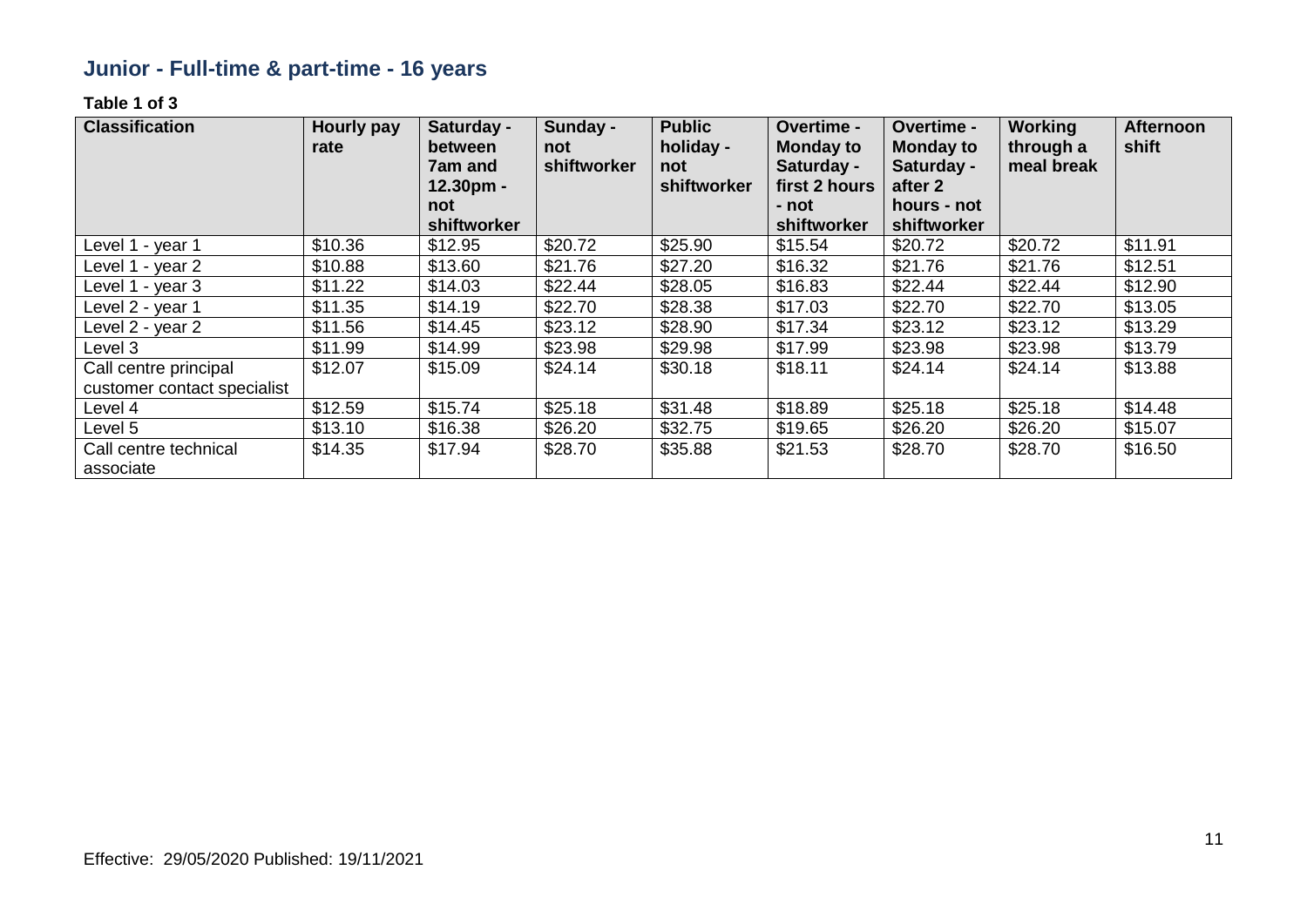## Junior - Full-time & part-time - 16 years

**Table 1 of 3**

| Classification | Hourly pay rate | Saturday - between 7am and 12.30pm - not shiftworker | Sunday - not shiftworker | Public holiday - not shiftworker | Overtime - Monday to Saturday - first 2 hours - not shiftworker | Overtime - Monday to Saturday - after 2 hours - not shiftworker | Working through a meal break | Afternoon shift |
|---|---|---|---|---|---|---|---|---|
| Level 1 - year 1 | $10.36 | $12.95 | $20.72 | $25.90 | $15.54 | $20.72 | $20.72 | $11.91 |
| Level 1 - year 2 | $10.88 | $13.60 | $21.76 | $27.20 | $16.32 | $21.76 | $21.76 | $12.51 |
| Level 1 - year 3 | $11.22 | $14.03 | $22.44 | $28.05 | $16.83 | $22.44 | $22.44 | $12.90 |
| Level 2 - year 1 | $11.35 | $14.19 | $22.70 | $28.38 | $17.03 | $22.70 | $22.70 | $13.05 |
| Level 2 - year 2 | $11.56 | $14.45 | $23.12 | $28.90 | $17.34 | $23.12 | $23.12 | $13.29 |
| Level 3 | $11.99 | $14.99 | $23.98 | $29.98 | $17.99 | $23.98 | $23.98 | $13.79 |
| Call centre principal customer contact specialist | $12.07 | $15.09 | $24.14 | $30.18 | $18.11 | $24.14 | $24.14 | $13.88 |
| Level 4 | $12.59 | $15.74 | $25.18 | $31.48 | $18.89 | $25.18 | $25.18 | $14.48 |
| Level 5 | $13.10 | $16.38 | $26.20 | $32.75 | $19.65 | $26.20 | $26.20 | $15.07 |
| Call centre technical associate | $14.35 | $17.94 | $28.70 | $35.88 | $21.53 | $28.70 | $28.70 | $16.50 |

Effective: 29/05/2020 Published: 19/11/2021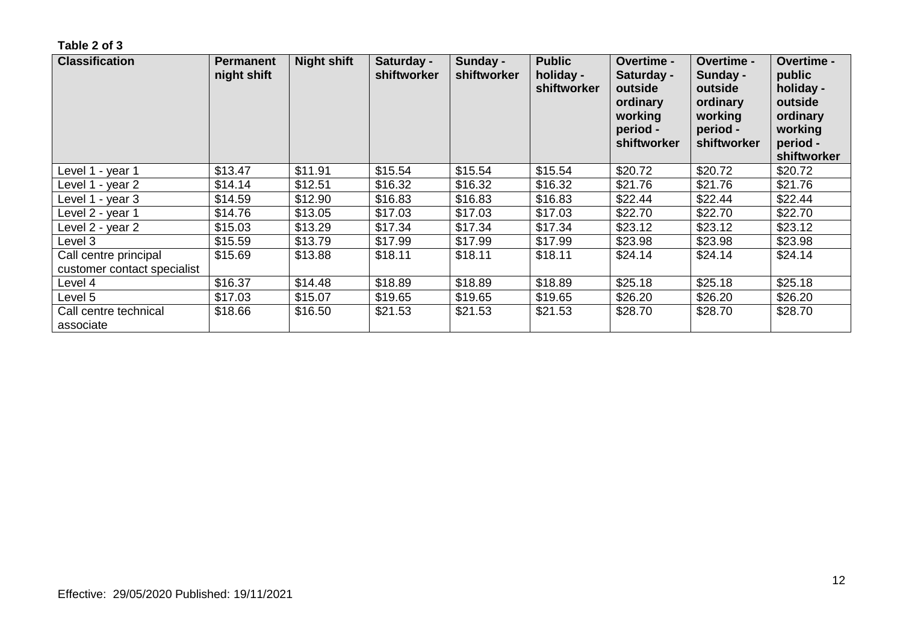**Table 2 of 3**

| Classification | Permanent night shift | Night shift | Saturday - shiftworker | Sunday - shiftworker | Public holiday - shiftworker | Overtime - Saturday - outside ordinary working period - shiftworker | Overtime - Sunday - outside ordinary working period - shiftworker | Overtime - public holiday - outside ordinary working period - shiftworker |
|---|---|---|---|---|---|---|---|---|
| Level 1 - year 1 | $13.47 | $11.91 | $15.54 | $15.54 | $15.54 | $20.72 | $20.72 | $20.72 |
| Level 1 - year 2 | $14.14 | $12.51 | $16.32 | $16.32 | $16.32 | $21.76 | $21.76 | $21.76 |
| Level 1 - year 3 | $14.59 | $12.90 | $16.83 | $16.83 | $16.83 | $22.44 | $22.44 | $22.44 |
| Level 2 - year 1 | $14.76 | $13.05 | $17.03 | $17.03 | $17.03 | $22.70 | $22.70 | $22.70 |
| Level 2 - year 2 | $15.03 | $13.29 | $17.34 | $17.34 | $17.34 | $23.12 | $23.12 | $23.12 |
| Level 3 | $15.59 | $13.79 | $17.99 | $17.99 | $17.99 | $23.98 | $23.98 | $23.98 |
| Call centre principal customer contact specialist | $15.69 | $13.88 | $18.11 | $18.11 | $18.11 | $24.14 | $24.14 | $24.14 |
| Level 4 | $16.37 | $14.48 | $18.89 | $18.89 | $18.89 | $25.18 | $25.18 | $25.18 |
| Level 5 | $17.03 | $15.07 | $19.65 | $19.65 | $19.65 | $26.20 | $26.20 | $26.20 |
| Call centre technical associate | $18.66 | $16.50 | $21.53 | $21.53 | $21.53 | $28.70 | $28.70 | $28.70 |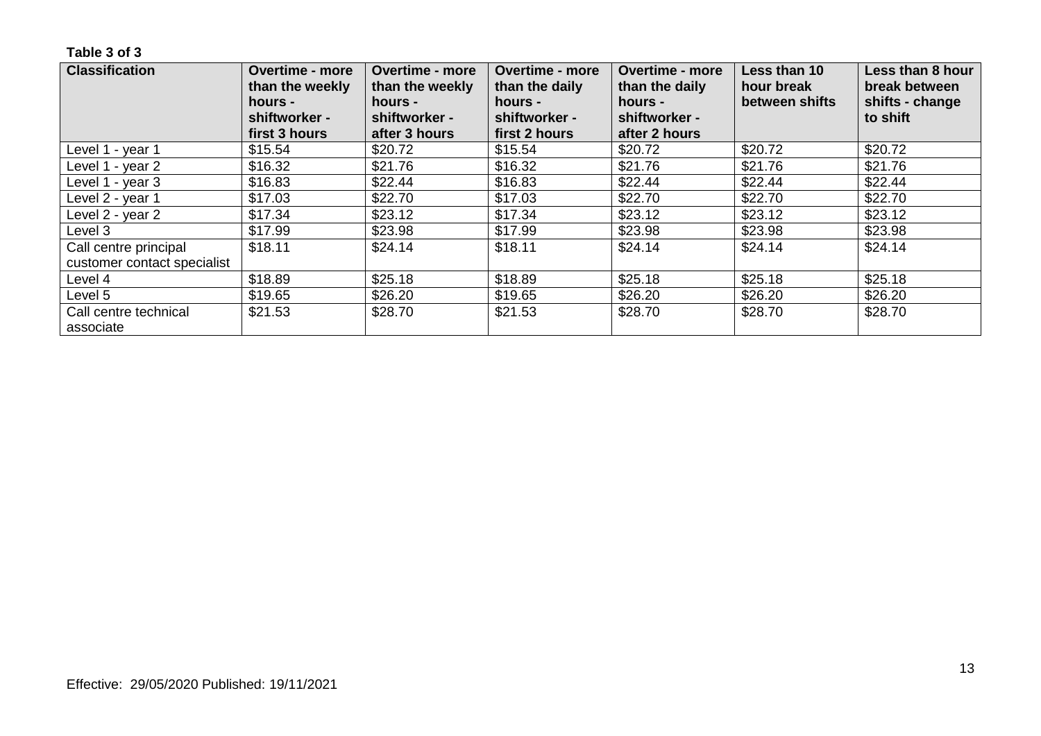**Table 3 of 3**

| Classification | Overtime - more than the weekly hours - shiftworker - first 3 hours | Overtime - more than the weekly hours - shiftworker - after 3 hours | Overtime - more than the daily hours - shiftworker - first 2 hours | Overtime - more than the daily hours - shiftworker - after 2 hours | Less than 10 hour break between shifts | Less than 8 hour break between shifts - change to shift |
|---|---|---|---|---|---|---|
| Level 1 - year 1 | $15.54 | $20.72 | $15.54 | $20.72 | $20.72 | $20.72 |
| Level 1 - year 2 | $16.32 | $21.76 | $16.32 | $21.76 | $21.76 | $21.76 |
| Level 1 - year 3 | $16.83 | $22.44 | $16.83 | $22.44 | $22.44 | $22.44 |
| Level 2 - year 1 | $17.03 | $22.70 | $17.03 | $22.70 | $22.70 | $22.70 |
| Level 2 - year 2 | $17.34 | $23.12 | $17.34 | $23.12 | $23.12 | $23.12 |
| Level 3 | $17.99 | $23.98 | $17.99 | $23.98 | $23.98 | $23.98 |
| Call centre principal customer contact specialist | $18.11 | $24.14 | $18.11 | $24.14 | $24.14 | $24.14 |
| Level 4 | $18.89 | $25.18 | $18.89 | $25.18 | $25.18 | $25.18 |
| Level 5 | $19.65 | $26.20 | $19.65 | $26.20 | $26.20 | $26.20 |
| Call centre technical associate | $21.53 | $28.70 | $21.53 | $28.70 | $28.70 | $28.70 |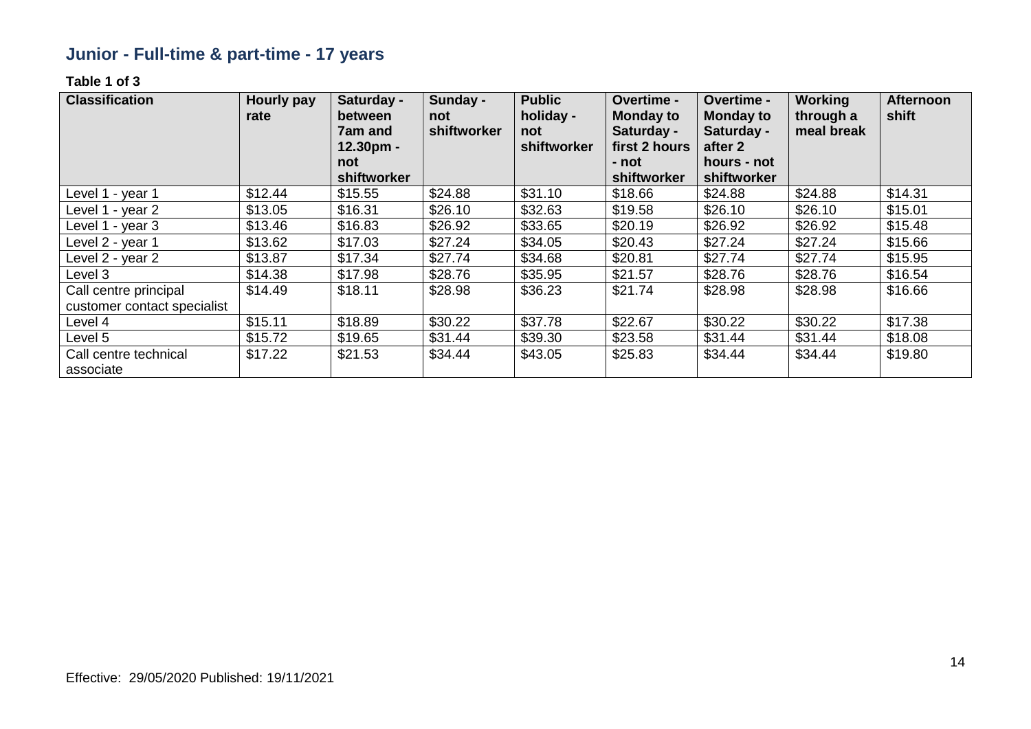## Junior - Full-time & part-time - 17 years

**Table 1 of 3**

| Classification | Hourly pay rate | Saturday - between 7am and 12.30pm - not shiftworker | Sunday - not shiftworker | Public holiday - not shiftworker | Overtime - Monday to Saturday - first 2 hours - not shiftworker | Overtime - Monday to Saturday - after 2 hours - not shiftworker | Working through a meal break | Afternoon shift |
|---|---|---|---|---|---|---|---|---|
| Level 1 - year 1 | $12.44 | $15.55 | $24.88 | $31.10 | $18.66 | $24.88 | $24.88 | $14.31 |
| Level 1 - year 2 | $13.05 | $16.31 | $26.10 | $32.63 | $19.58 | $26.10 | $26.10 | $15.01 |
| Level 1 - year 3 | $13.46 | $16.83 | $26.92 | $33.65 | $20.19 | $26.92 | $26.92 | $15.48 |
| Level 2 - year 1 | $13.62 | $17.03 | $27.24 | $34.05 | $20.43 | $27.24 | $27.24 | $15.66 |
| Level 2 - year 2 | $13.87 | $17.34 | $27.74 | $34.68 | $20.81 | $27.74 | $27.74 | $15.95 |
| Level 3 | $14.38 | $17.98 | $28.76 | $35.95 | $21.57 | $28.76 | $28.76 | $16.54 |
| Call centre principal customer contact specialist | $14.49 | $18.11 | $28.98 | $36.23 | $21.74 | $28.98 | $28.98 | $16.66 |
| Level 4 | $15.11 | $18.89 | $30.22 | $37.78 | $22.67 | $30.22 | $30.22 | $17.38 |
| Level 5 | $15.72 | $19.65 | $31.44 | $39.30 | $23.58 | $31.44 | $31.44 | $18.08 |
| Call centre technical associate | $17.22 | $21.53 | $34.44 | $43.05 | $25.83 | $34.44 | $34.44 | $19.80 |

Effective: 29/05/2020 Published: 19/11/2021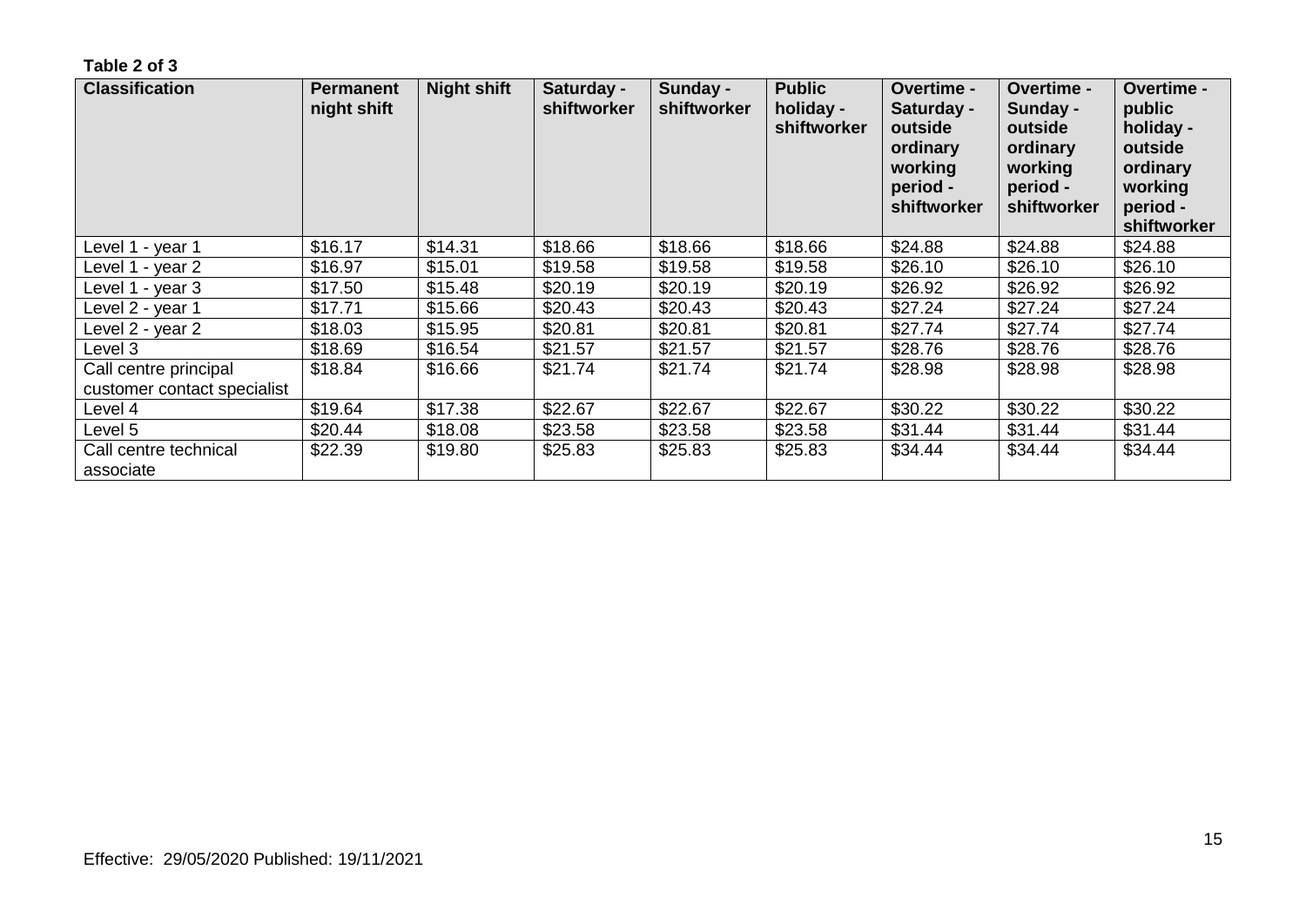**Table 2 of 3**

| Classification | Permanent night shift | Night shift | Saturday - shiftworker | Sunday - shiftworker | Public holiday - shiftworker | Overtime - Saturday - outside ordinary working period - shiftworker | Overtime - Sunday - outside ordinary working period - shiftworker | Overtime - public holiday - outside ordinary working period - shiftworker |
|---|---|---|---|---|---|---|---|---|
| Level 1 - year 1 | $16.17 | $14.31 | $18.66 | $18.66 | $18.66 | $24.88 | $24.88 | $24.88 |
| Level 1 - year 2 | $16.97 | $15.01 | $19.58 | $19.58 | $19.58 | $26.10 | $26.10 | $26.10 |
| Level 1 - year 3 | $17.50 | $15.48 | $20.19 | $20.19 | $20.19 | $26.92 | $26.92 | $26.92 |
| Level 2 - year 1 | $17.71 | $15.66 | $20.43 | $20.43 | $20.43 | $27.24 | $27.24 | $27.24 |
| Level 2 - year 2 | $18.03 | $15.95 | $20.81 | $20.81 | $20.81 | $27.74 | $27.74 | $27.74 |
| Level 3 | $18.69 | $16.54 | $21.57 | $21.57 | $21.57 | $28.76 | $28.76 | $28.76 |
| Call centre principal customer contact specialist | $18.84 | $16.66 | $21.74 | $21.74 | $21.74 | $28.98 | $28.98 | $28.98 |
| Level 4 | $19.64 | $17.38 | $22.67 | $22.67 | $22.67 | $30.22 | $30.22 | $30.22 |
| Level 5 | $20.44 | $18.08 | $23.58 | $23.58 | $23.58 | $31.44 | $31.44 | $31.44 |
| Call centre technical associate | $22.39 | $19.80 | $25.83 | $25.83 | $25.83 | $34.44 | $34.44 | $34.44 |

Effective: 29/05/2020 Published: 19/11/2021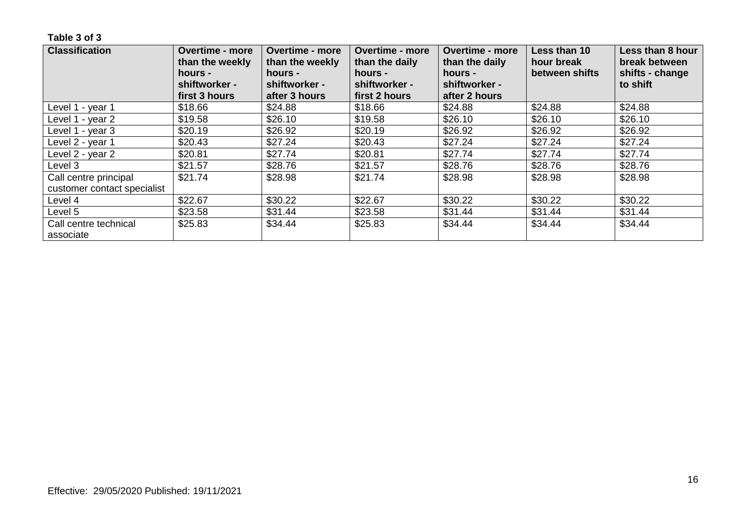**Table 3 of 3**

| Classification | Overtime - more than the weekly hours - shiftworker - first 3 hours | Overtime - more than the weekly hours - shiftworker - after 3 hours | Overtime - more than the daily hours - shiftworker - first 2 hours | Overtime - more than the daily hours - shiftworker - after 2 hours | Less than 10 hour break between shifts | Less than 8 hour break between shifts - change to shift |
|---|---|---|---|---|---|---|
| Level 1 - year 1 | $18.66 | $24.88 | $18.66 | $24.88 | $24.88 | $24.88 |
| Level 1 - year 2 | $19.58 | $26.10 | $19.58 | $26.10 | $26.10 | $26.10 |
| Level 1 - year 3 | $20.19 | $26.92 | $20.19 | $26.92 | $26.92 | $26.92 |
| Level 2 - year 1 | $20.43 | $27.24 | $20.43 | $27.24 | $27.24 | $27.24 |
| Level 2 - year 2 | $20.81 | $27.74 | $20.81 | $27.74 | $27.74 | $27.74 |
| Level 3 | $21.57 | $28.76 | $21.57 | $28.76 | $28.76 | $28.76 |
| Call centre principal customer contact specialist | $21.74 | $28.98 | $21.74 | $28.98 | $28.98 | $28.98 |
| Level 4 | $22.67 | $30.22 | $22.67 | $30.22 | $30.22 | $30.22 |
| Level 5 | $23.58 | $31.44 | $23.58 | $31.44 | $31.44 | $31.44 |
| Call centre technical associate | $25.83 | $34.44 | $25.83 | $34.44 | $34.44 | $34.44 |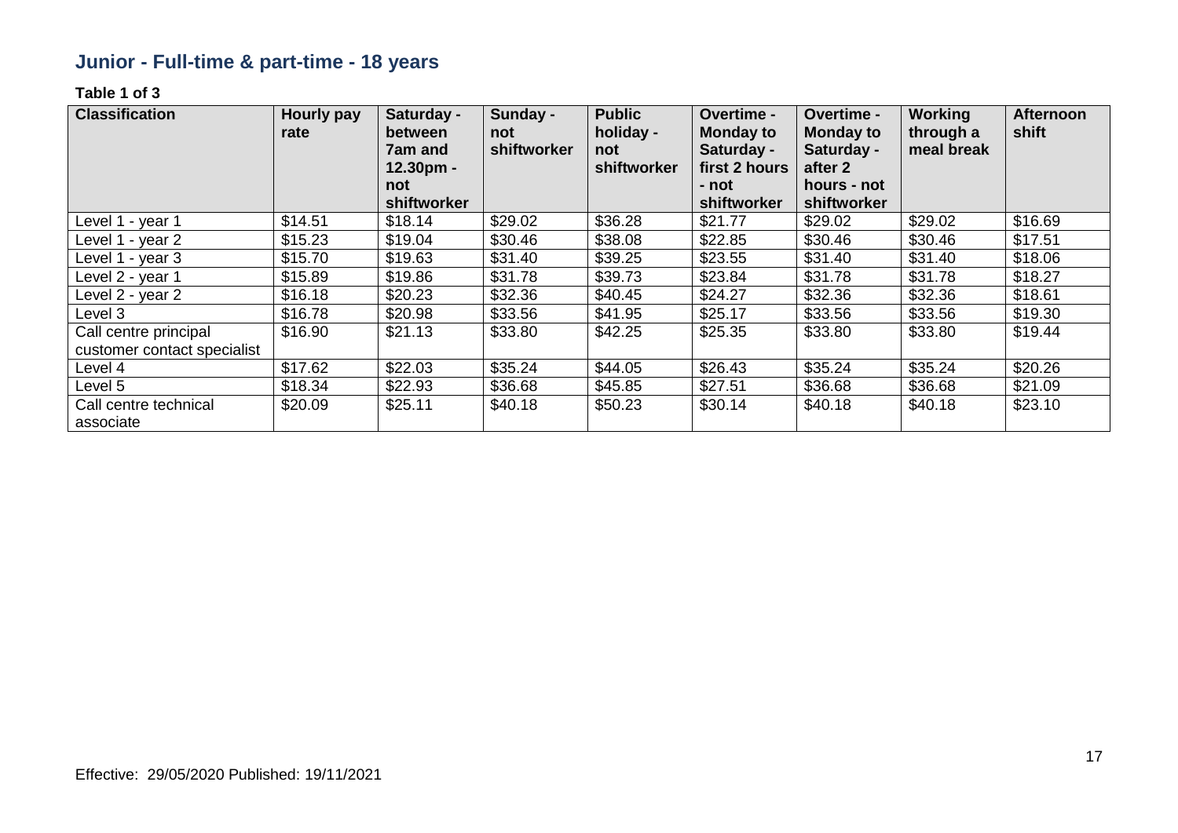## Junior - Full-time & part-time - 18 years

**Table 1 of 3**

| Classification | Hourly pay rate | Saturday - between 7am and 12.30pm - not shiftworker | Sunday - not shiftworker | Public holiday - not shiftworker | Overtime - Monday to Saturday - first 2 hours - not shiftworker | Overtime - Monday to Saturday - after 2 hours - not shiftworker | Working through a meal break | Afternoon shift |
|---|---|---|---|---|---|---|---|---|
| Level 1 - year 1 | $14.51 | $18.14 | $29.02 | $36.28 | $21.77 | $29.02 | $29.02 | $16.69 |
| Level 1 - year 2 | $15.23 | $19.04 | $30.46 | $38.08 | $22.85 | $30.46 | $30.46 | $17.51 |
| Level 1 - year 3 | $15.70 | $19.63 | $31.40 | $39.25 | $23.55 | $31.40 | $31.40 | $18.06 |
| Level 2 - year 1 | $15.89 | $19.86 | $31.78 | $39.73 | $23.84 | $31.78 | $31.78 | $18.27 |
| Level 2 - year 2 | $16.18 | $20.23 | $32.36 | $40.45 | $24.27 | $32.36 | $32.36 | $18.61 |
| Level 3 | $16.78 | $20.98 | $33.56 | $41.95 | $25.17 | $33.56 | $33.56 | $19.30 |
| Call centre principal customer contact specialist | $16.90 | $21.13 | $33.80 | $42.25 | $25.35 | $33.80 | $33.80 | $19.44 |
| Level 4 | $17.62 | $22.03 | $35.24 | $44.05 | $26.43 | $35.24 | $35.24 | $20.26 |
| Level 5 | $18.34 | $22.93 | $36.68 | $45.85 | $27.51 | $36.68 | $36.68 | $21.09 |
| Call centre technical associate | $20.09 | $25.11 | $40.18 | $50.23 | $30.14 | $40.18 | $40.18 | $23.10 |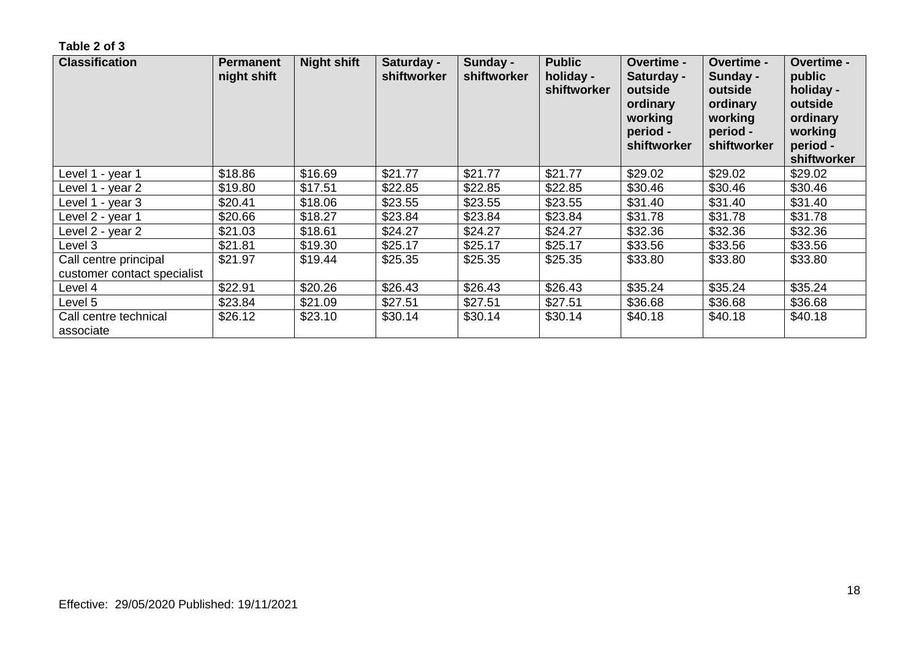**Table 2 of 3**

| Classification | Permanent night shift | Night shift | Saturday - shiftworker | Sunday - shiftworker | Public holiday - shiftworker | Overtime - Saturday - outside ordinary working period - shiftworker | Overtime - Sunday - outside ordinary working period - shiftworker | Overtime - public holiday - outside ordinary working period - shiftworker |
|---|---|---|---|---|---|---|---|---|
| Level 1 - year 1 | $18.86 | $16.69 | $21.77 | $21.77 | $21.77 | $29.02 | $29.02 | $29.02 |
| Level 1 - year 2 | $19.80 | $17.51 | $22.85 | $22.85 | $22.85 | $30.46 | $30.46 | $30.46 |
| Level 1 - year 3 | $20.41 | $18.06 | $23.55 | $23.55 | $23.55 | $31.40 | $31.40 | $31.40 |
| Level 2 - year 1 | $20.66 | $18.27 | $23.84 | $23.84 | $23.84 | $31.78 | $31.78 | $31.78 |
| Level 2 - year 2 | $21.03 | $18.61 | $24.27 | $24.27 | $24.27 | $32.36 | $32.36 | $32.36 |
| Level 3 | $21.81 | $19.30 | $25.17 | $25.17 | $25.17 | $33.56 | $33.56 | $33.56 |
| Call centre principal customer contact specialist | $21.97 | $19.44 | $25.35 | $25.35 | $25.35 | $33.80 | $33.80 | $33.80 |
| Level 4 | $22.91 | $20.26 | $26.43 | $26.43 | $26.43 | $35.24 | $35.24 | $35.24 |
| Level 5 | $23.84 | $21.09 | $27.51 | $27.51 | $27.51 | $36.68 | $36.68 | $36.68 |
| Call centre technical associate | $26.12 | $23.10 | $30.14 | $30.14 | $30.14 | $40.18 | $40.18 | $40.18 |

Effective: 29/05/2020 Published: 19/11/2021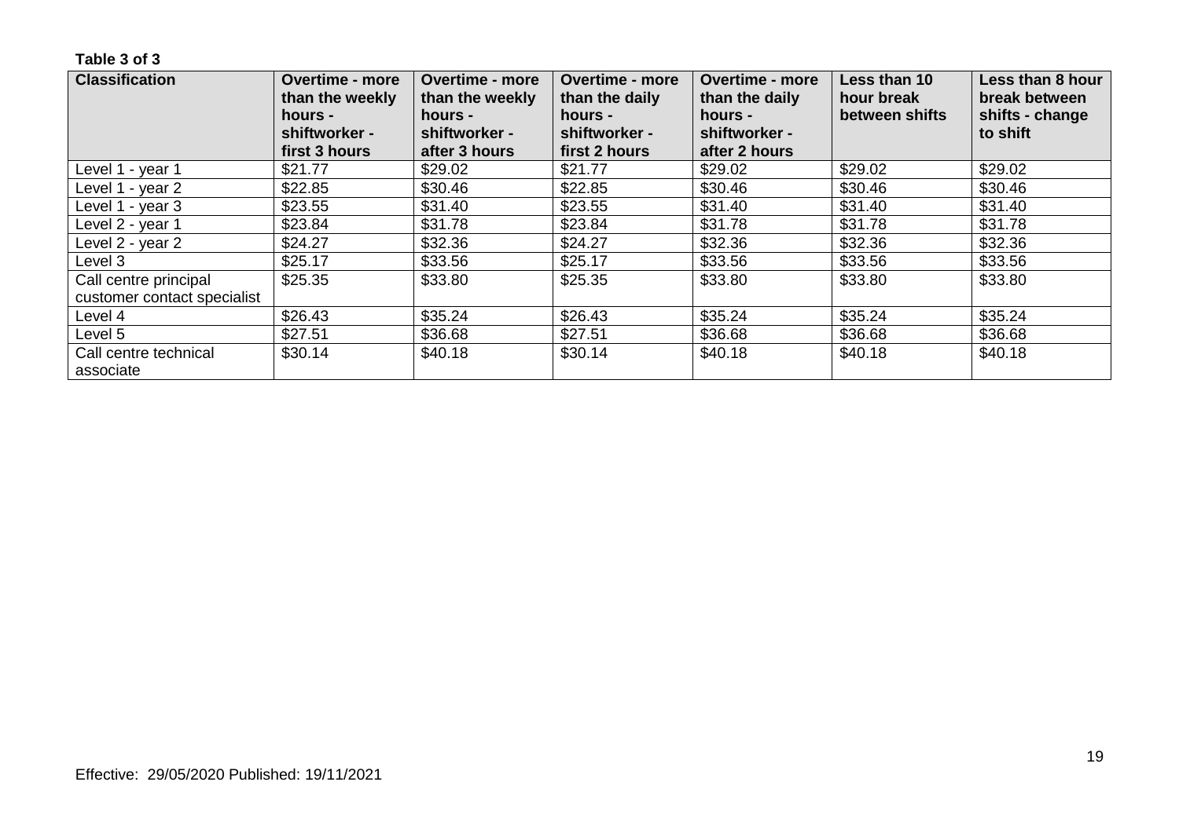**Table 3 of 3**

| Classification | Overtime - more than the weekly hours - shiftworker - first 3 hours | Overtime - more than the weekly hours - shiftworker - after 3 hours | Overtime - more than the daily hours - shiftworker - first 2 hours | Overtime - more than the daily hours - shiftworker - after 2 hours | Less than 10 hour break between shifts | Less than 8 hour break between shifts - change to shift |
|---|---|---|---|---|---|---|
| Level 1 - year 1 | $21.77 | $29.02 | $21.77 | $29.02 | $29.02 | $29.02 |
| Level 1 - year 2 | $22.85 | $30.46 | $22.85 | $30.46 | $30.46 | $30.46 |
| Level 1 - year 3 | $23.55 | $31.40 | $23.55 | $31.40 | $31.40 | $31.40 |
| Level 2 - year 1 | $23.84 | $31.78 | $23.84 | $31.78 | $31.78 | $31.78 |
| Level 2 - year 2 | $24.27 | $32.36 | $24.27 | $32.36 | $32.36 | $32.36 |
| Level 3 | $25.17 | $33.56 | $25.17 | $33.56 | $33.56 | $33.56 |
| Call centre principal customer contact specialist | $25.35 | $33.80 | $25.35 | $33.80 | $33.80 | $33.80 |
| Level 4 | $26.43 | $35.24 | $26.43 | $35.24 | $35.24 | $35.24 |
| Level 5 | $27.51 | $36.68 | $27.51 | $36.68 | $36.68 | $36.68 |
| Call centre technical associate | $30.14 | $40.18 | $30.14 | $40.18 | $40.18 | $40.18 |

Effective: 29/05/2020 Published: 19/11/2021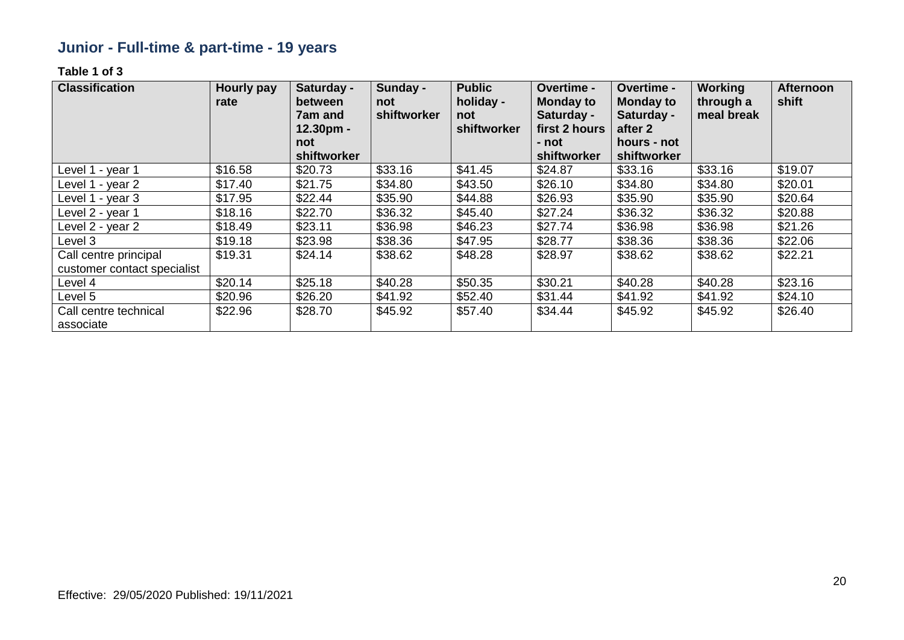## Junior - Full-time & part-time - 19 years

**Table 1 of 3**

| Classification | Hourly pay rate | Saturday - between 7am and 12.30pm - not shiftworker | Sunday - not shiftworker | Public holiday - not shiftworker | Overtime - Monday to Saturday - first 2 hours - not shiftworker | Overtime - Monday to Saturday - after 2 hours - not shiftworker | Working through a meal break | Afternoon shift |
|---|---|---|---|---|---|---|---|---|
| Level 1 - year 1 | $16.58 | $20.73 | $33.16 | $41.45 | $24.87 | $33.16 | $33.16 | $19.07 |
| Level 1 - year 2 | $17.40 | $21.75 | $34.80 | $43.50 | $26.10 | $34.80 | $34.80 | $20.01 |
| Level 1 - year 3 | $17.95 | $22.44 | $35.90 | $44.88 | $26.93 | $35.90 | $35.90 | $20.64 |
| Level 2 - year 1 | $18.16 | $22.70 | $36.32 | $45.40 | $27.24 | $36.32 | $36.32 | $20.88 |
| Level 2 - year 2 | $18.49 | $23.11 | $36.98 | $46.23 | $27.74 | $36.98 | $36.98 | $21.26 |
| Level 3 | $19.18 | $23.98 | $38.36 | $47.95 | $28.77 | $38.36 | $38.36 | $22.06 |
| Call centre principal customer contact specialist | $19.31 | $24.14 | $38.62 | $48.28 | $28.97 | $38.62 | $38.62 | $22.21 |
| Level 4 | $20.14 | $25.18 | $40.28 | $50.35 | $30.21 | $40.28 | $40.28 | $23.16 |
| Level 5 | $20.96 | $26.20 | $41.92 | $52.40 | $31.44 | $41.92 | $41.92 | $24.10 |
| Call centre technical associate | $22.96 | $28.70 | $45.92 | $57.40 | $34.44 | $45.92 | $45.92 | $26.40 |

Effective: 29/05/2020 Published: 19/11/2021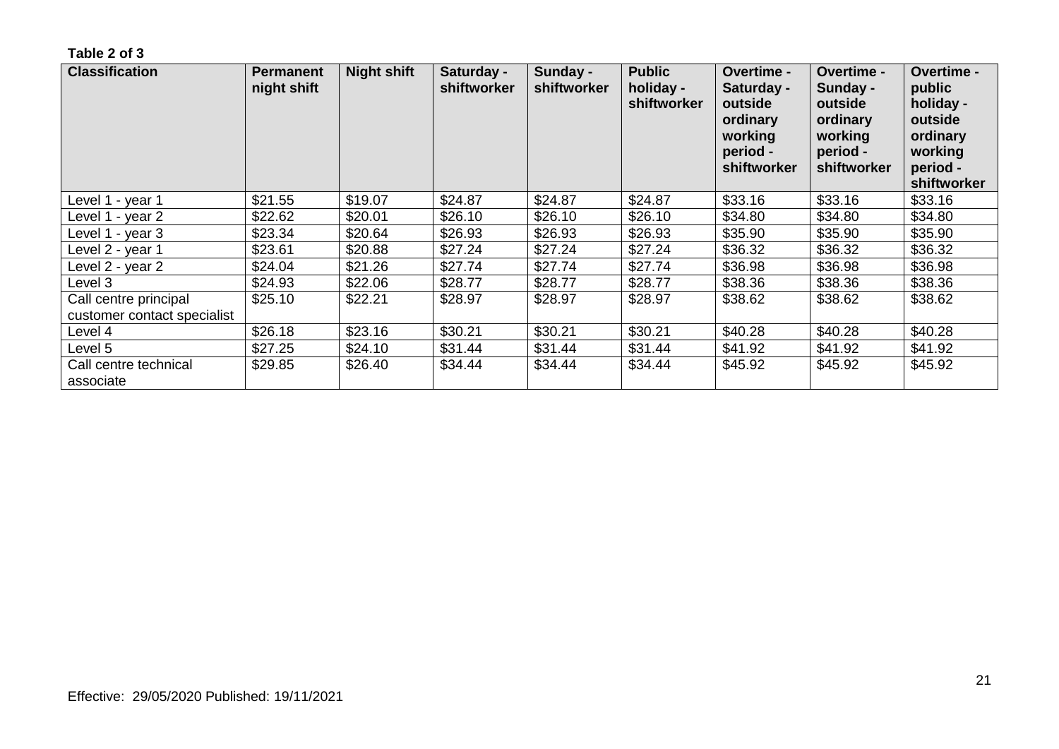**Table 2 of 3**

| Classification | Permanent night shift | Night shift | Saturday - shiftworker | Sunday - shiftworker | Public holiday - shiftworker | Overtime - Saturday - outside ordinary working period - shiftworker | Overtime - Sunday - outside ordinary working period - shiftworker | Overtime - public holiday - outside ordinary working period - shiftworker |
|---|---|---|---|---|---|---|---|---|
| Level 1 - year 1 | $21.55 | $19.07 | $24.87 | $24.87 | $24.87 | $33.16 | $33.16 | $33.16 |
| Level 1 - year 2 | $22.62 | $20.01 | $26.10 | $26.10 | $26.10 | $34.80 | $34.80 | $34.80 |
| Level 1 - year 3 | $23.34 | $20.64 | $26.93 | $26.93 | $26.93 | $35.90 | $35.90 | $35.90 |
| Level 2 - year 1 | $23.61 | $20.88 | $27.24 | $27.24 | $27.24 | $36.32 | $36.32 | $36.32 |
| Level 2 - year 2 | $24.04 | $21.26 | $27.74 | $27.74 | $27.74 | $36.98 | $36.98 | $36.98 |
| Level 3 | $24.93 | $22.06 | $28.77 | $28.77 | $28.77 | $38.36 | $38.36 | $38.36 |
| Call centre principal customer contact specialist | $25.10 | $22.21 | $28.97 | $28.97 | $28.97 | $38.62 | $38.62 | $38.62 |
| Level 4 | $26.18 | $23.16 | $30.21 | $30.21 | $30.21 | $40.28 | $40.28 | $40.28 |
| Level 5 | $27.25 | $24.10 | $31.44 | $31.44 | $31.44 | $41.92 | $41.92 | $41.92 |
| Call centre technical associate | $29.85 | $26.40 | $34.44 | $34.44 | $34.44 | $45.92 | $45.92 | $45.92 |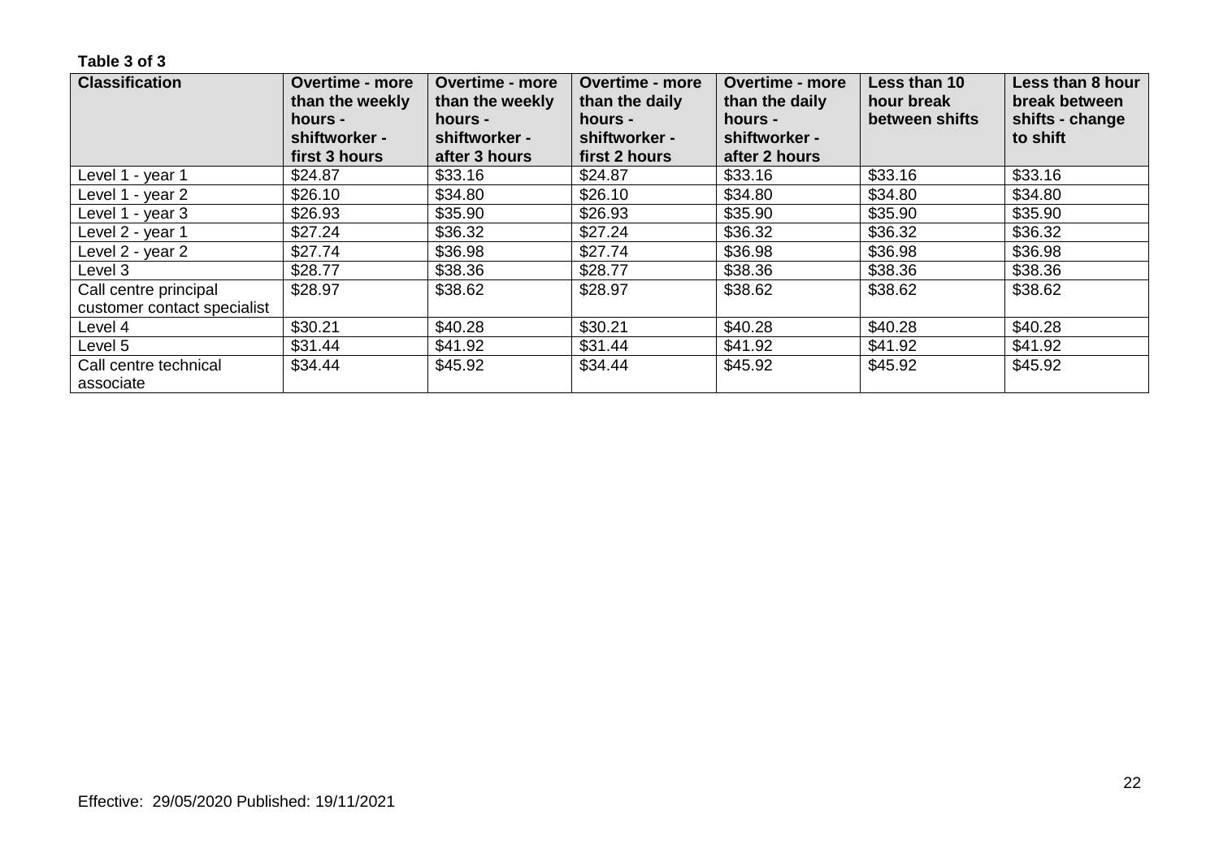**Table 3 of 3**

| Classification | Overtime - more than the weekly hours - shiftworker - first 3 hours | Overtime - more than the weekly hours - shiftworker - after 3 hours | Overtime - more than the daily hours - shiftworker - first 2 hours | Overtime - more than the daily hours - shiftworker - after 2 hours | Less than 10 hour break between shifts | Less than 8 hour break between shifts - change to shift |
|---|---|---|---|---|---|---|
| Level 1 - year 1 | $24.87 | $33.16 | $24.87 | $33.16 | $33.16 | $33.16 |
| Level 1 - year 2 | $26.10 | $34.80 | $26.10 | $34.80 | $34.80 | $34.80 |
| Level 1 - year 3 | $26.93 | $35.90 | $26.93 | $35.90 | $35.90 | $35.90 |
| Level 2 - year 1 | $27.24 | $36.32 | $27.24 | $36.32 | $36.32 | $36.32 |
| Level 2 - year 2 | $27.74 | $36.98 | $27.74 | $36.98 | $36.98 | $36.98 |
| Level 3 | $28.77 | $38.36 | $28.77 | $38.36 | $38.36 | $38.36 |
| Call centre principal customer contact specialist | $28.97 | $38.62 | $28.97 | $38.62 | $38.62 | $38.62 |
| Level 4 | $30.21 | $40.28 | $30.21 | $40.28 | $40.28 | $40.28 |
| Level 5 | $31.44 | $41.92 | $31.44 | $41.92 | $41.92 | $41.92 |
| Call centre technical associate | $34.44 | $45.92 | $34.44 | $45.92 | $45.92 | $45.92 |

Effective: 29/05/2020 Published: 19/11/2021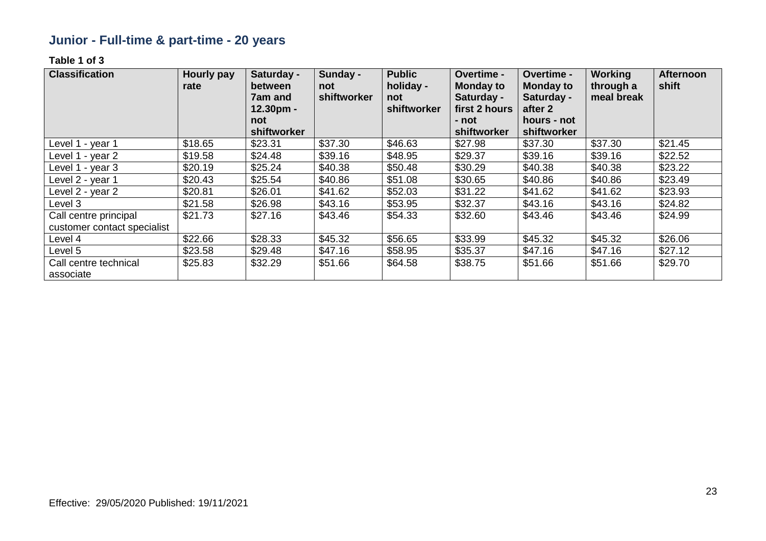## Junior - Full-time & part-time - 20 years

**Table 1 of 3**

| Classification | Hourly pay rate | Saturday - between 7am and 12.30pm - not shiftworker | Sunday - not shiftworker | Public holiday - not shiftworker | Overtime - Monday to Saturday - first 2 hours - not shiftworker | Overtime - Monday to Saturday - after 2 hours - not shiftworker | Working through a meal break | Afternoon shift |
|---|---|---|---|---|---|---|---|---|
| Level 1 - year 1 | $18.65 | $23.31 | $37.30 | $46.63 | $27.98 | $37.30 | $37.30 | $21.45 |
| Level 1 - year 2 | $19.58 | $24.48 | $39.16 | $48.95 | $29.37 | $39.16 | $39.16 | $22.52 |
| Level 1 - year 3 | $20.19 | $25.24 | $40.38 | $50.48 | $30.29 | $40.38 | $40.38 | $23.22 |
| Level 2 - year 1 | $20.43 | $25.54 | $40.86 | $51.08 | $30.65 | $40.86 | $40.86 | $23.49 |
| Level 2 - year 2 | $20.81 | $26.01 | $41.62 | $52.03 | $31.22 | $41.62 | $41.62 | $23.93 |
| Level 3 | $21.58 | $26.98 | $43.16 | $53.95 | $32.37 | $43.16 | $43.16 | $24.82 |
| Call centre principal customer contact specialist | $21.73 | $27.16 | $43.46 | $54.33 | $32.60 | $43.46 | $43.46 | $24.99 |
| Level 4 | $22.66 | $28.33 | $45.32 | $56.65 | $33.99 | $45.32 | $45.32 | $26.06 |
| Level 5 | $23.58 | $29.48 | $47.16 | $58.95 | $35.37 | $47.16 | $47.16 | $27.12 |
| Call centre technical associate | $25.83 | $32.29 | $51.66 | $64.58 | $38.75 | $51.66 | $51.66 | $29.70 |

Effective: 29/05/2020 Published: 19/11/2021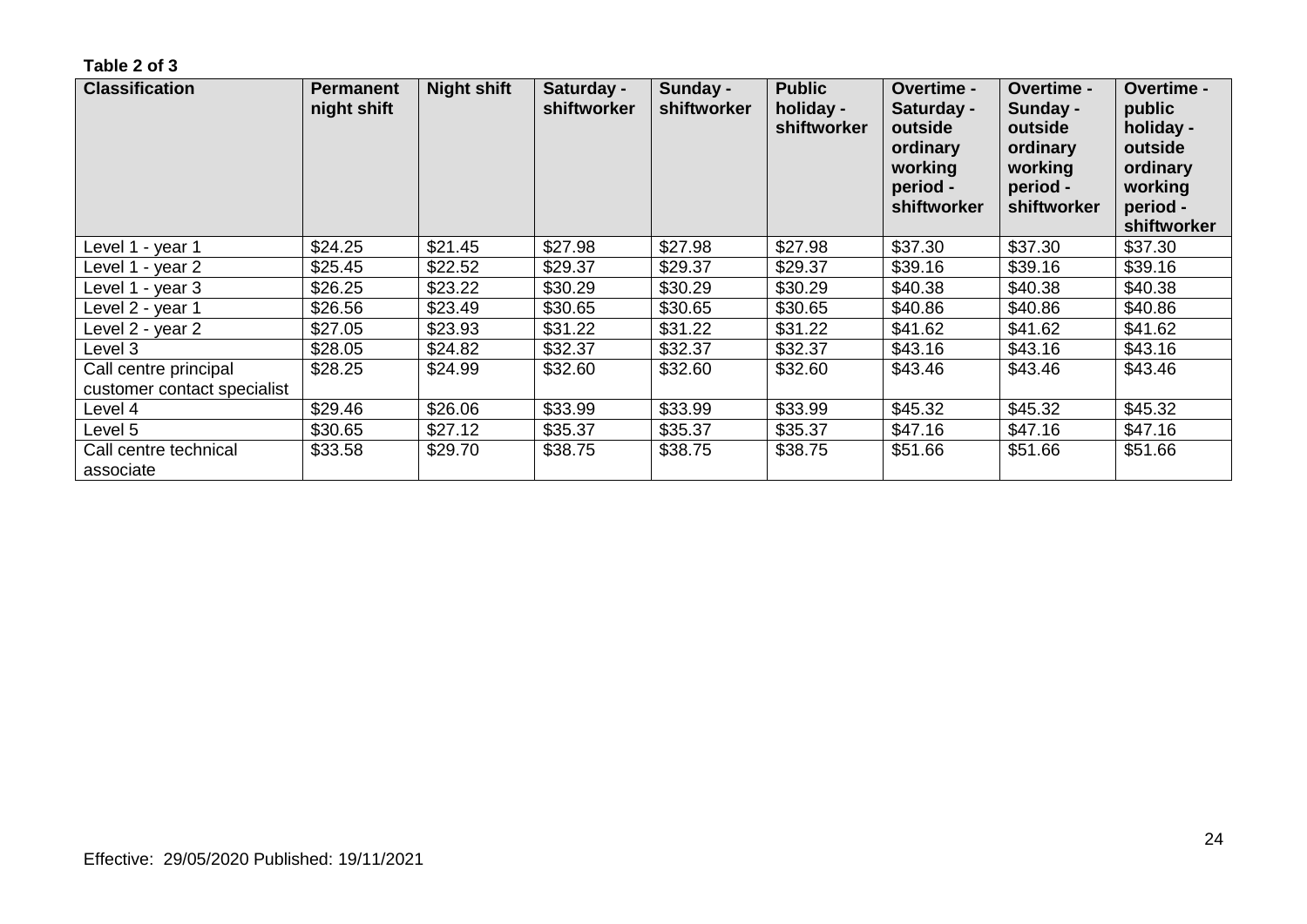**Table 2 of 3**

| Classification | Permanent night shift | Night shift | Saturday - shiftworker | Sunday - shiftworker | Public holiday - shiftworker | Overtime - Saturday - outside ordinary working period - shiftworker | Overtime - Sunday - outside ordinary working period - shiftworker | Overtime - public holiday - outside ordinary working period - shiftworker |
|---|---|---|---|---|---|---|---|---|
| Level 1 - year 1 | $24.25 | $21.45 | $27.98 | $27.98 | $27.98 | $37.30 | $37.30 | $37.30 |
| Level 1 - year 2 | $25.45 | $22.52 | $29.37 | $29.37 | $29.37 | $39.16 | $39.16 | $39.16 |
| Level 1 - year 3 | $26.25 | $23.22 | $30.29 | $30.29 | $30.29 | $40.38 | $40.38 | $40.38 |
| Level 2 - year 1 | $26.56 | $23.49 | $30.65 | $30.65 | $30.65 | $40.86 | $40.86 | $40.86 |
| Level 2 - year 2 | $27.05 | $23.93 | $31.22 | $31.22 | $31.22 | $41.62 | $41.62 | $41.62 |
| Level 3 | $28.05 | $24.82 | $32.37 | $32.37 | $32.37 | $43.16 | $43.16 | $43.16 |
| Call centre principal customer contact specialist | $28.25 | $24.99 | $32.60 | $32.60 | $32.60 | $43.46 | $43.46 | $43.46 |
| Level 4 | $29.46 | $26.06 | $33.99 | $33.99 | $33.99 | $45.32 | $45.32 | $45.32 |
| Level 5 | $30.65 | $27.12 | $35.37 | $35.37 | $35.37 | $47.16 | $47.16 | $47.16 |
| Call centre technical associate | $33.58 | $29.70 | $38.75 | $38.75 | $38.75 | $51.66 | $51.66 | $51.66 |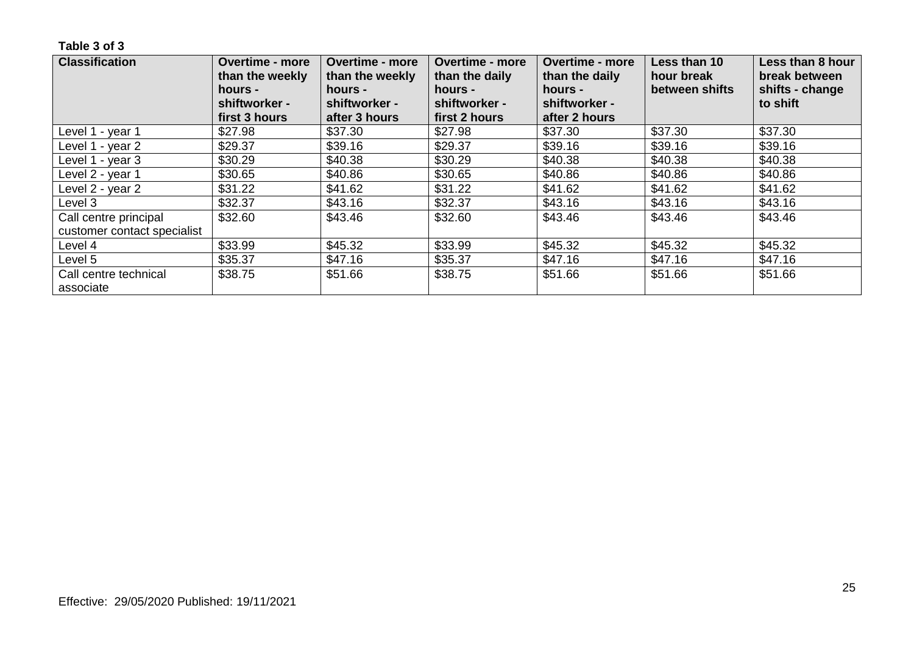**Table 3 of 3**

| Classification | Overtime - more than the weekly hours - shiftworker - first 3 hours | Overtime - more than the weekly hours - shiftworker - after 3 hours | Overtime - more than the daily hours - shiftworker - first 2 hours | Overtime - more than the daily hours - shiftworker - after 2 hours | Less than 10 hour break between shifts | Less than 8 hour break between shifts - change to shift |
|---|---|---|---|---|---|---|
| Level 1 - year 1 | $27.98 | $37.30 | $27.98 | $37.30 | $37.30 | $37.30 |
| Level 1 - year 2 | $29.37 | $39.16 | $29.37 | $39.16 | $39.16 | $39.16 |
| Level 1 - year 3 | $30.29 | $40.38 | $30.29 | $40.38 | $40.38 | $40.38 |
| Level 2 - year 1 | $30.65 | $40.86 | $30.65 | $40.86 | $40.86 | $40.86 |
| Level 2 - year 2 | $31.22 | $41.62 | $31.22 | $41.62 | $41.62 | $41.62 |
| Level 3 | $32.37 | $43.16 | $32.37 | $43.16 | $43.16 | $43.16 |
| Call centre principal customer contact specialist | $32.60 | $43.46 | $32.60 | $43.46 | $43.46 | $43.46 |
| Level 4 | $33.99 | $45.32 | $33.99 | $45.32 | $45.32 | $45.32 |
| Level 5 | $35.37 | $47.16 | $35.37 | $47.16 | $47.16 | $47.16 |
| Call centre technical associate | $38.75 | $51.66 | $38.75 | $51.66 | $51.66 | $51.66 |

Effective: 29/05/2020 Published: 19/11/2021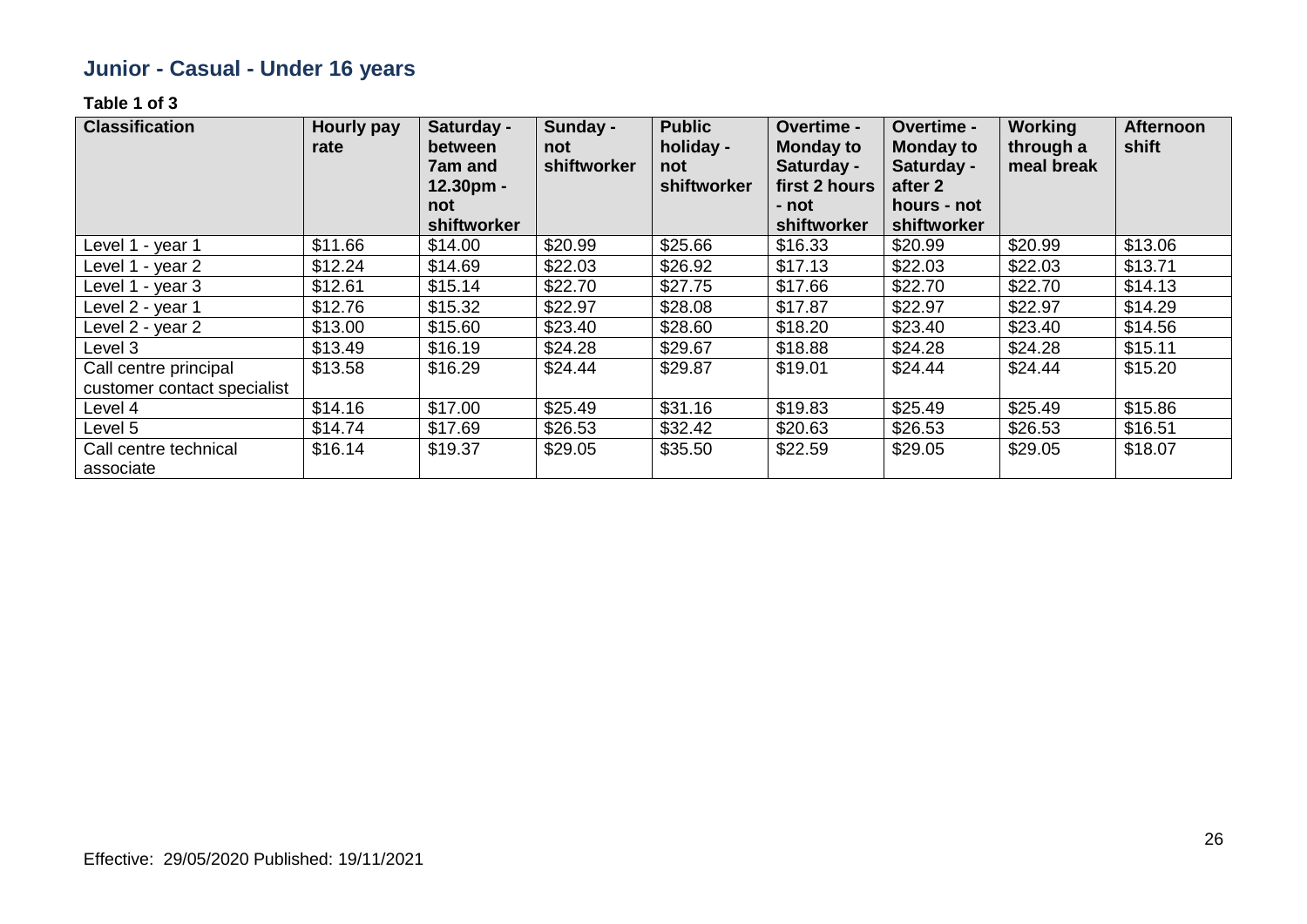## Junior - Casual - Under 16 years

**Table 1 of 3**

| Classification | Hourly pay rate | Saturday - between 7am and 12.30pm - not shiftworker | Sunday - not shiftworker | Public holiday - not shiftworker | Overtime - Monday to Saturday - first 2 hours - not shiftworker | Overtime - Monday to Saturday - after 2 hours - not shiftworker | Working through a meal break | Afternoon shift |
|---|---|---|---|---|---|---|---|---|
| Level 1 - year 1 | $11.66 | $14.00 | $20.99 | $25.66 | $16.33 | $20.99 | $20.99 | $13.06 |
| Level 1 - year 2 | $12.24 | $14.69 | $22.03 | $26.92 | $17.13 | $22.03 | $22.03 | $13.71 |
| Level 1 - year 3 | $12.61 | $15.14 | $22.70 | $27.75 | $17.66 | $22.70 | $22.70 | $14.13 |
| Level 2 - year 1 | $12.76 | $15.32 | $22.97 | $28.08 | $17.87 | $22.97 | $22.97 | $14.29 |
| Level 2 - year 2 | $13.00 | $15.60 | $23.40 | $28.60 | $18.20 | $23.40 | $23.40 | $14.56 |
| Level 3 | $13.49 | $16.19 | $24.28 | $29.67 | $18.88 | $24.28 | $24.28 | $15.11 |
| Call centre principal customer contact specialist | $13.58 | $16.29 | $24.44 | $29.87 | $19.01 | $24.44 | $24.44 | $15.20 |
| Level 4 | $14.16 | $17.00 | $25.49 | $31.16 | $19.83 | $25.49 | $25.49 | $15.86 |
| Level 5 | $14.74 | $17.69 | $26.53 | $32.42 | $20.63 | $26.53 | $26.53 | $16.51 |
| Call centre technical associate | $16.14 | $19.37 | $29.05 | $35.50 | $22.59 | $29.05 | $29.05 | $18.07 |

Effective: 29/05/2020 Published: 19/11/2021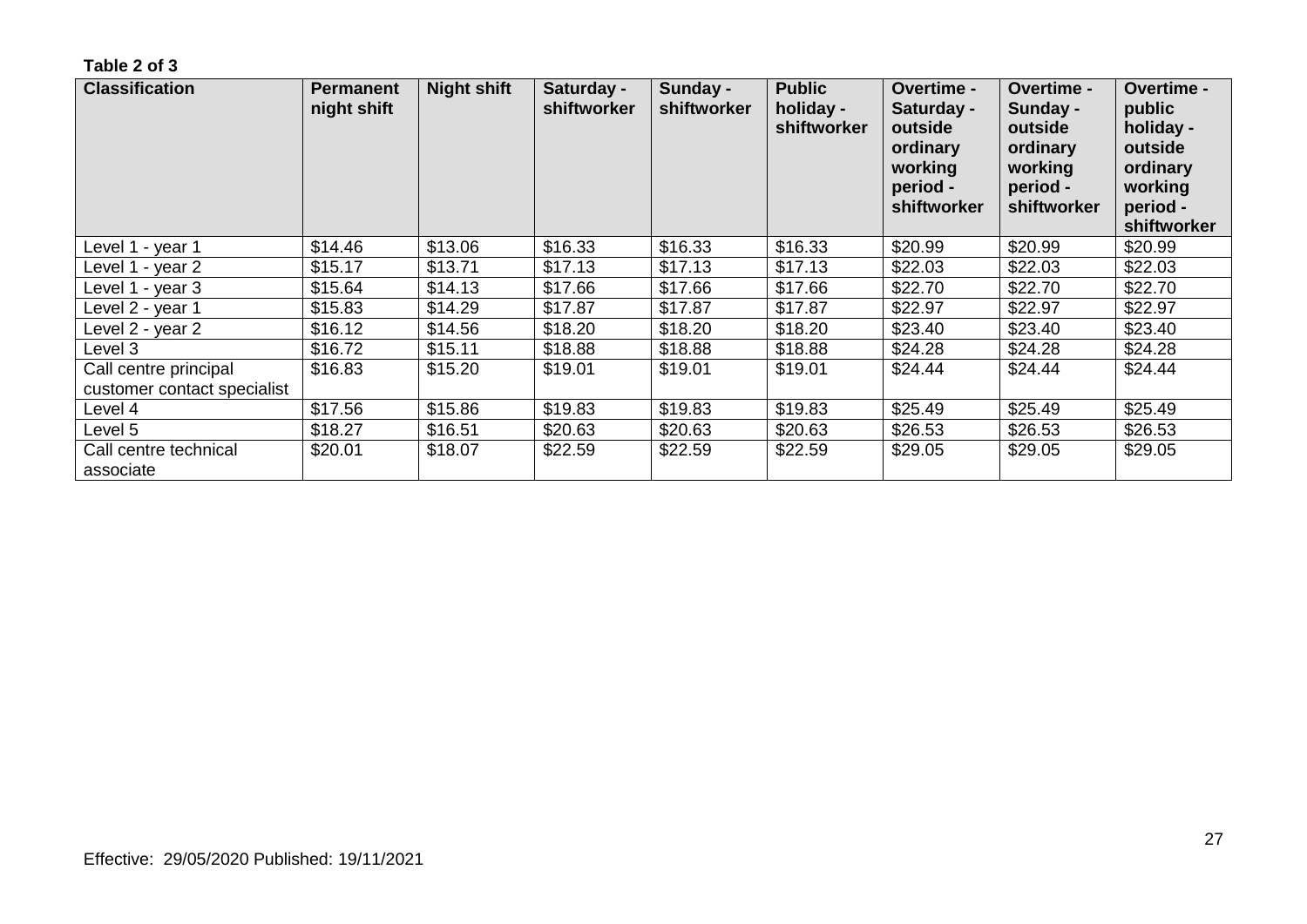**Table 2 of 3**

| Classification | Permanent night shift | Night shift | Saturday - shiftworker | Sunday - shiftworker | Public holiday - shiftworker | Overtime - Saturday - outside ordinary working period - shiftworker | Overtime - Sunday - outside ordinary working period - shiftworker | Overtime - public holiday - outside ordinary working period - shiftworker |
|---|---|---|---|---|---|---|---|---|
| Level 1 - year 1 | $14.46 | $13.06 | $16.33 | $16.33 | $16.33 | $20.99 | $20.99 | $20.99 |
| Level 1 - year 2 | $15.17 | $13.71 | $17.13 | $17.13 | $17.13 | $22.03 | $22.03 | $22.03 |
| Level 1 - year 3 | $15.64 | $14.13 | $17.66 | $17.66 | $17.66 | $22.70 | $22.70 | $22.70 |
| Level 2 - year 1 | $15.83 | $14.29 | $17.87 | $17.87 | $17.87 | $22.97 | $22.97 | $22.97 |
| Level 2 - year 2 | $16.12 | $14.56 | $18.20 | $18.20 | $18.20 | $23.40 | $23.40 | $23.40 |
| Level 3 | $16.72 | $15.11 | $18.88 | $18.88 | $18.88 | $24.28 | $24.28 | $24.28 |
| Call centre principal customer contact specialist | $16.83 | $15.20 | $19.01 | $19.01 | $19.01 | $24.44 | $24.44 | $24.44 |
| Level 4 | $17.56 | $15.86 | $19.83 | $19.83 | $19.83 | $25.49 | $25.49 | $25.49 |
| Level 5 | $18.27 | $16.51 | $20.63 | $20.63 | $20.63 | $26.53 | $26.53 | $26.53 |
| Call centre technical associate | $20.01 | $18.07 | $22.59 | $22.59 | $22.59 | $29.05 | $29.05 | $29.05 |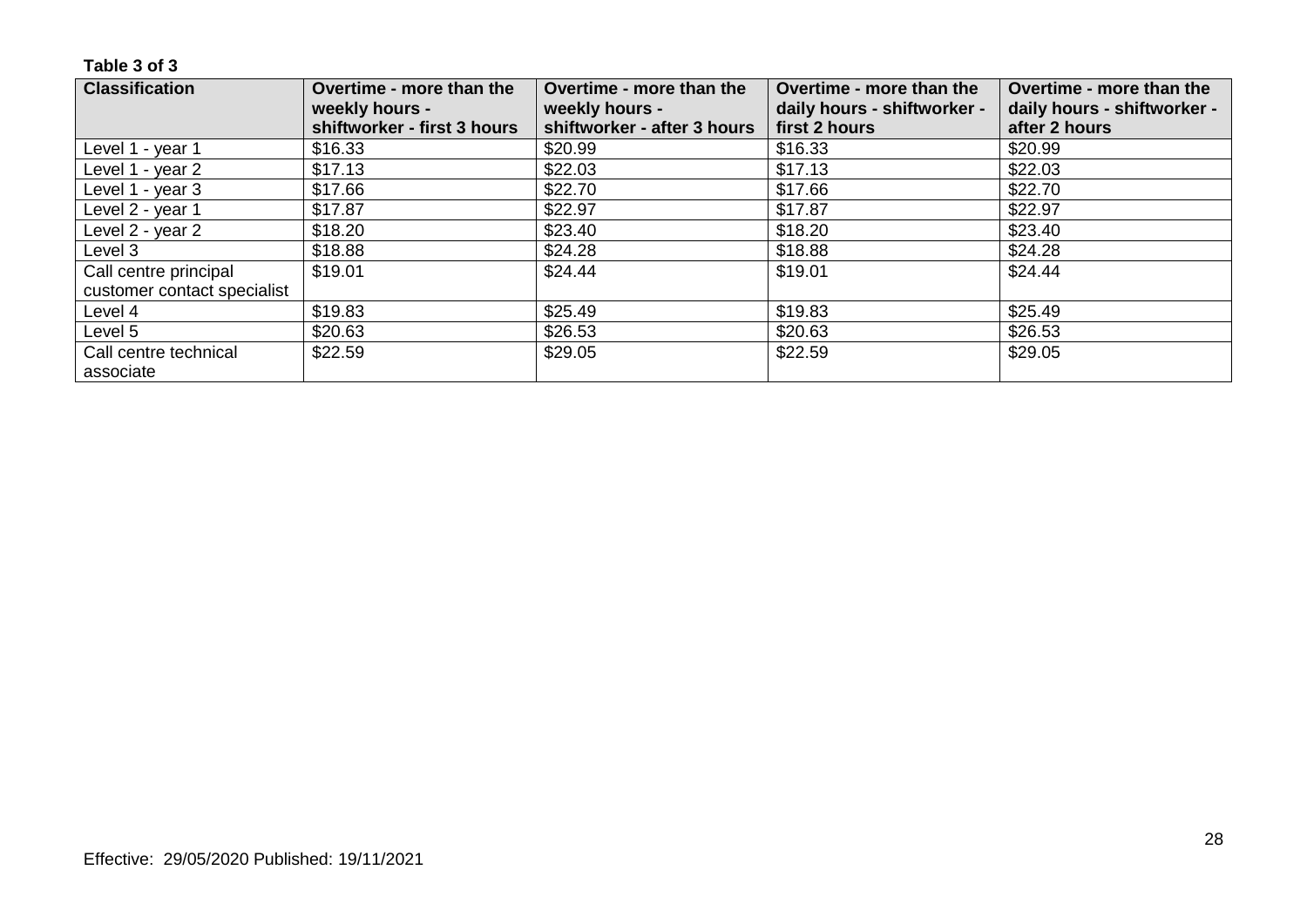**Table 3 of 3**

| Classification | Overtime - more than the weekly hours - shiftworker - first 3 hours | Overtime - more than the weekly hours - shiftworker - after 3 hours | Overtime - more than the daily hours - shiftworker - first 2 hours | Overtime - more than the daily hours - shiftworker - after 2 hours |
|---|---|---|---|---|
| Level 1 - year 1 | $16.33 | $20.99 | $16.33 | $20.99 |
| Level 1 - year 2 | $17.13 | $22.03 | $17.13 | $22.03 |
| Level 1 - year 3 | $17.66 | $22.70 | $17.66 | $22.70 |
| Level 2 - year 1 | $17.87 | $22.97 | $17.87 | $22.97 |
| Level 2 - year 2 | $18.20 | $23.40 | $18.20 | $23.40 |
| Level 3 | $18.88 | $24.28 | $18.88 | $24.28 |
| Call centre principal customer contact specialist | $19.01 | $24.44 | $19.01 | $24.44 |
| Level 4 | $19.83 | $25.49 | $19.83 | $25.49 |
| Level 5 | $20.63 | $26.53 | $20.63 | $26.53 |
| Call centre technical associate | $22.59 | $29.05 | $22.59 | $29.05 |

Effective: 29/05/2020 Published: 19/11/2021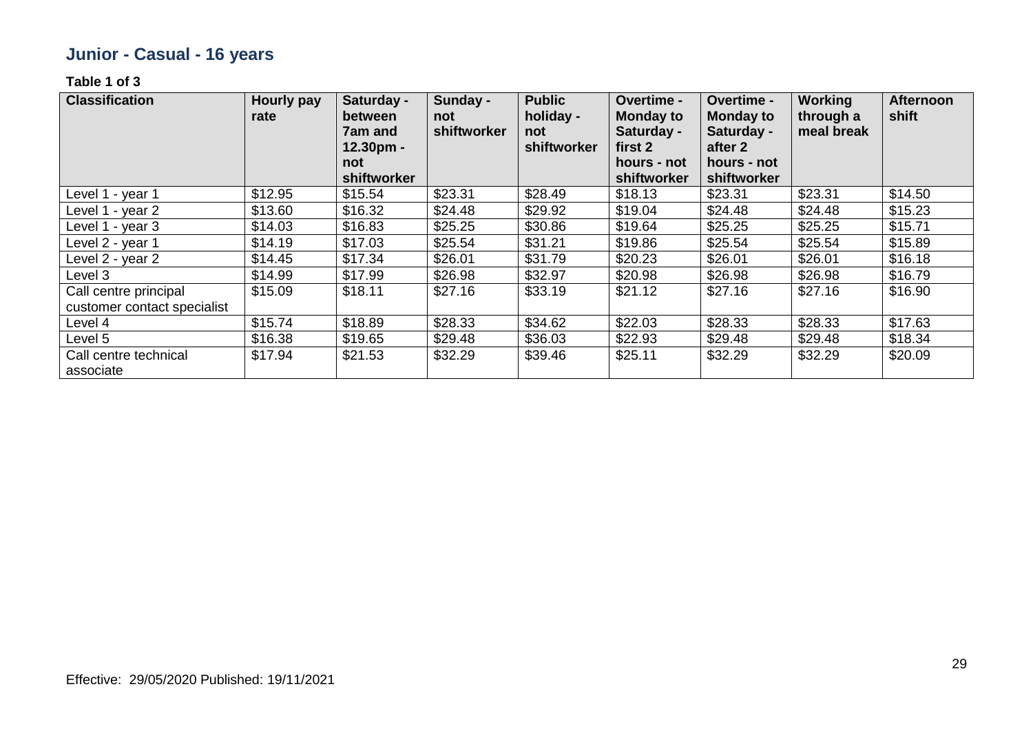## Junior - Casual - 16 years

**Table 1 of 3**

| Classification | Hourly pay rate | Saturday - between 7am and 12.30pm - not shiftworker | Sunday - not shiftworker | Public holiday - not shiftworker | Overtime - Monday to Saturday - first 2 hours - not shiftworker | Overtime - Monday to Saturday - after 2 hours - not shiftworker | Working through a meal break | Afternoon shift |
|---|---|---|---|---|---|---|---|---|
| Level 1 - year 1 | $12.95 | $15.54 | $23.31 | $28.49 | $18.13 | $23.31 | $23.31 | $14.50 |
| Level 1 - year 2 | $13.60 | $16.32 | $24.48 | $29.92 | $19.04 | $24.48 | $24.48 | $15.23 |
| Level 1 - year 3 | $14.03 | $16.83 | $25.25 | $30.86 | $19.64 | $25.25 | $25.25 | $15.71 |
| Level 2 - year 1 | $14.19 | $17.03 | $25.54 | $31.21 | $19.86 | $25.54 | $25.54 | $15.89 |
| Level 2 - year 2 | $14.45 | $17.34 | $26.01 | $31.79 | $20.23 | $26.01 | $26.01 | $16.18 |
| Level 3 | $14.99 | $17.99 | $26.98 | $32.97 | $20.98 | $26.98 | $26.98 | $16.79 |
| Call centre principal customer contact specialist | $15.09 | $18.11 | $27.16 | $33.19 | $21.12 | $27.16 | $27.16 | $16.90 |
| Level 4 | $15.74 | $18.89 | $28.33 | $34.62 | $22.03 | $28.33 | $28.33 | $17.63 |
| Level 5 | $16.38 | $19.65 | $29.48 | $36.03 | $22.93 | $29.48 | $29.48 | $18.34 |
| Call centre technical associate | $17.94 | $21.53 | $32.29 | $39.46 | $25.11 | $32.29 | $32.29 | $20.09 |

Effective: 29/05/2020 Published: 19/11/2021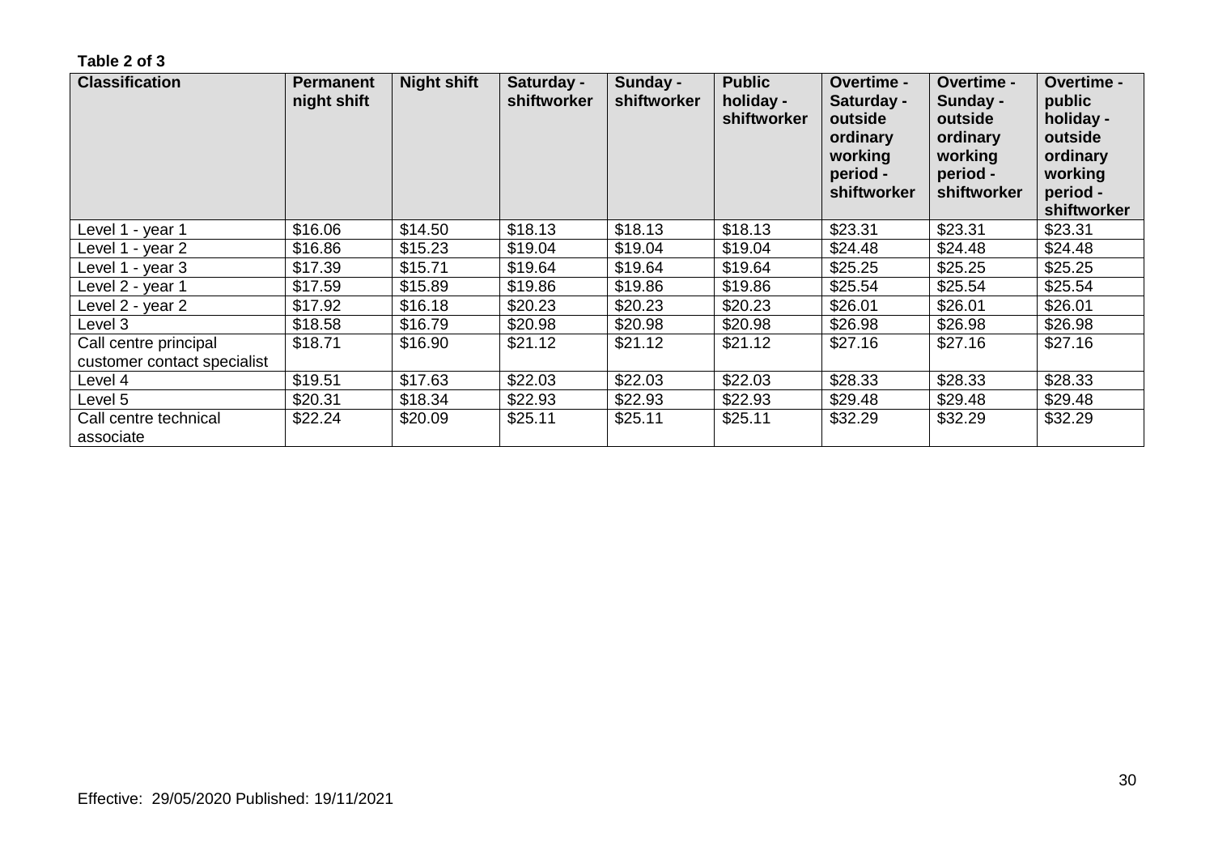**Table 2 of 3**

| Classification | Permanent night shift | Night shift | Saturday - shiftworker | Sunday - shiftworker | Public holiday - shiftworker | Overtime - Saturday - outside ordinary working period - shiftworker | Overtime - Sunday - outside ordinary working period - shiftworker | Overtime - public holiday - outside ordinary working period - shiftworker |
|---|---|---|---|---|---|---|---|---|
| Level 1 - year 1 | $16.06 | $14.50 | $18.13 | $18.13 | $18.13 | $23.31 | $23.31 | $23.31 |
| Level 1 - year 2 | $16.86 | $15.23 | $19.04 | $19.04 | $19.04 | $24.48 | $24.48 | $24.48 |
| Level 1 - year 3 | $17.39 | $15.71 | $19.64 | $19.64 | $19.64 | $25.25 | $25.25 | $25.25 |
| Level 2 - year 1 | $17.59 | $15.89 | $19.86 | $19.86 | $19.86 | $25.54 | $25.54 | $25.54 |
| Level 2 - year 2 | $17.92 | $16.18 | $20.23 | $20.23 | $20.23 | $26.01 | $26.01 | $26.01 |
| Level 3 | $18.58 | $16.79 | $20.98 | $20.98 | $20.98 | $26.98 | $26.98 | $26.98 |
| Call centre principal customer contact specialist | $18.71 | $16.90 | $21.12 | $21.12 | $21.12 | $27.16 | $27.16 | $27.16 |
| Level 4 | $19.51 | $17.63 | $22.03 | $22.03 | $22.03 | $28.33 | $28.33 | $28.33 |
| Level 5 | $20.31 | $18.34 | $22.93 | $22.93 | $22.93 | $29.48 | $29.48 | $29.48 |
| Call centre technical associate | $22.24 | $20.09 | $25.11 | $25.11 | $25.11 | $32.29 | $32.29 | $32.29 |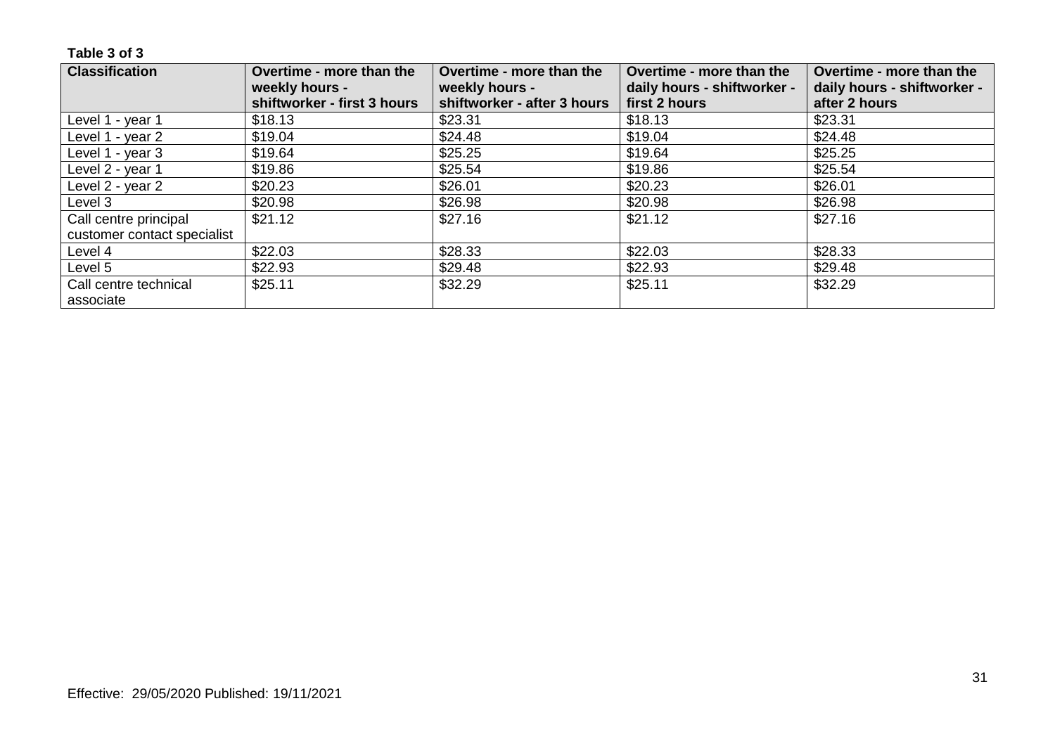**Table 3 of 3**

| Classification | Overtime - more than the weekly hours - shiftworker - first 3 hours | Overtime - more than the weekly hours - shiftworker - after 3 hours | Overtime - more than the daily hours - shiftworker - first 2 hours | Overtime - more than the daily hours - shiftworker - after 2 hours |
|---|---|---|---|---|
| Level 1 - year 1 | $18.13 | $23.31 | $18.13 | $23.31 |
| Level 1 - year 2 | $19.04 | $24.48 | $19.04 | $24.48 |
| Level 1 - year 3 | $19.64 | $25.25 | $19.64 | $25.25 |
| Level 2 - year 1 | $19.86 | $25.54 | $19.86 | $25.54 |
| Level 2 - year 2 | $20.23 | $26.01 | $20.23 | $26.01 |
| Level 3 | $20.98 | $26.98 | $20.98 | $26.98 |
| Call centre principal customer contact specialist | $21.12 | $27.16 | $21.12 | $27.16 |
| Level 4 | $22.03 | $28.33 | $22.03 | $28.33 |
| Level 5 | $22.93 | $29.48 | $22.93 | $29.48 |
| Call centre technical associate | $25.11 | $32.29 | $25.11 | $32.29 |

Effective: 29/05/2020 Published: 19/11/2021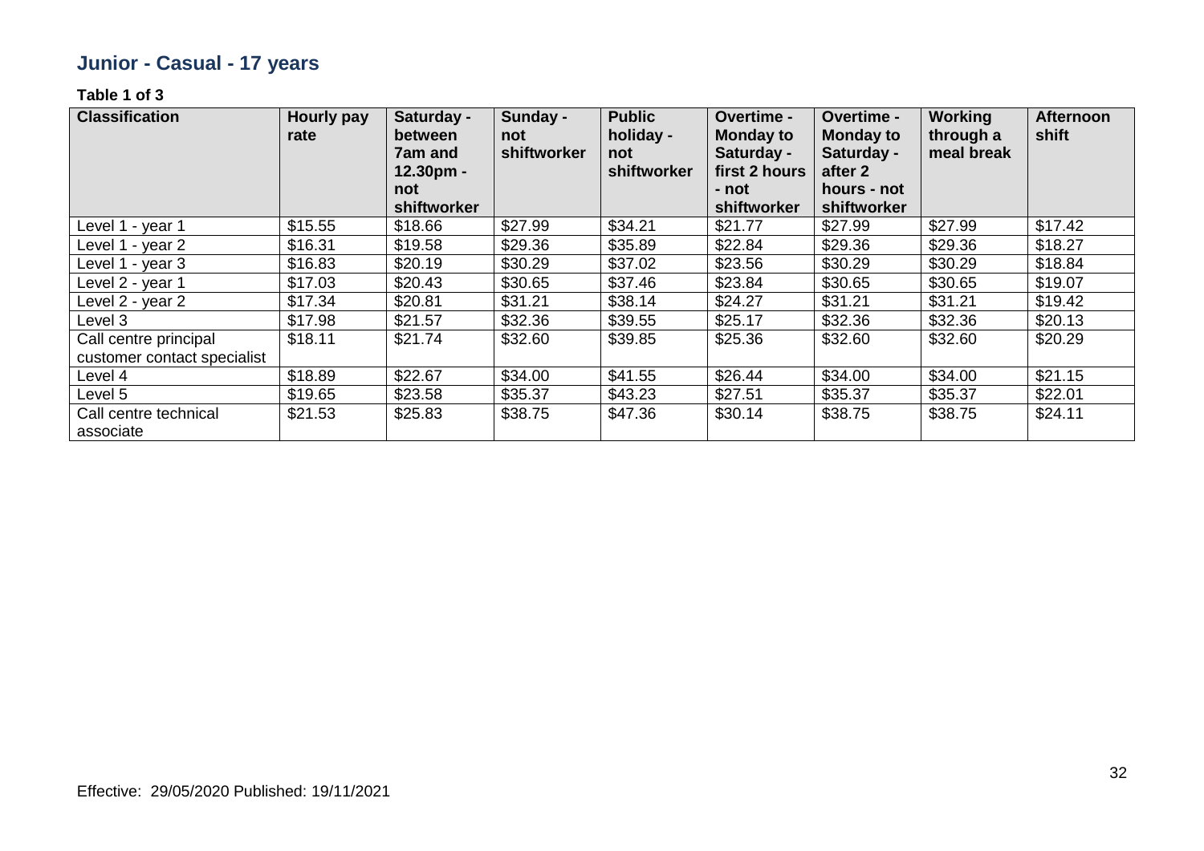## Junior - Casual - 17 years

**Table 1 of 3**

| Classification | Hourly pay rate | Saturday - between 7am and 12.30pm - not shiftworker | Sunday - not shiftworker | Public holiday - not shiftworker | Overtime - Monday to Saturday - first 2 hours - not shiftworker | Overtime - Monday to Saturday - after 2 hours - not shiftworker | Working through a meal break | Afternoon shift |
|---|---|---|---|---|---|---|---|---|
| Level 1 - year 1 | $15.55 | $18.66 | $27.99 | $34.21 | $21.77 | $27.99 | $27.99 | $17.42 |
| Level 1 - year 2 | $16.31 | $19.58 | $29.36 | $35.89 | $22.84 | $29.36 | $29.36 | $18.27 |
| Level 1 - year 3 | $16.83 | $20.19 | $30.29 | $37.02 | $23.56 | $30.29 | $30.29 | $18.84 |
| Level 2 - year 1 | $17.03 | $20.43 | $30.65 | $37.46 | $23.84 | $30.65 | $30.65 | $19.07 |
| Level 2 - year 2 | $17.34 | $20.81 | $31.21 | $38.14 | $24.27 | $31.21 | $31.21 | $19.42 |
| Level 3 | $17.98 | $21.57 | $32.36 | $39.55 | $25.17 | $32.36 | $32.36 | $20.13 |
| Call centre principal customer contact specialist | $18.11 | $21.74 | $32.60 | $39.85 | $25.36 | $32.60 | $32.60 | $20.29 |
| Level 4 | $18.89 | $22.67 | $34.00 | $41.55 | $26.44 | $34.00 | $34.00 | $21.15 |
| Level 5 | $19.65 | $23.58 | $35.37 | $43.23 | $27.51 | $35.37 | $35.37 | $22.01 |
| Call centre technical associate | $21.53 | $25.83 | $38.75 | $47.36 | $30.14 | $38.75 | $38.75 | $24.11 |

Effective: 29/05/2020 Published: 19/11/2021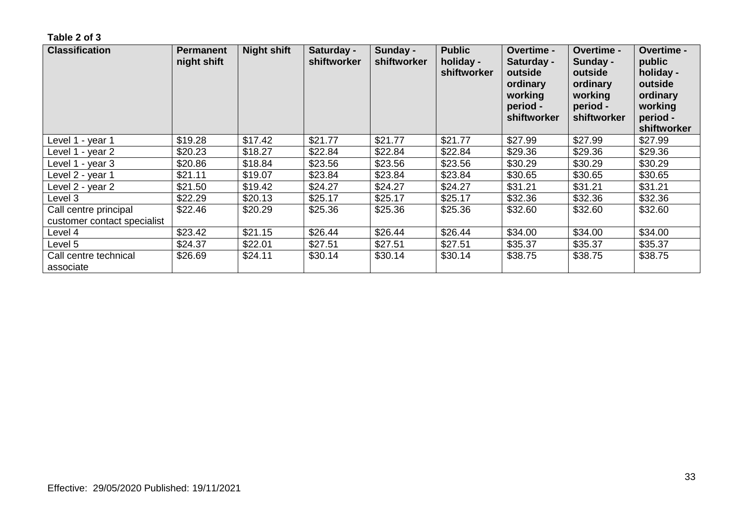**Table 2 of 3**

| Classification | Permanent night shift | Night shift | Saturday - shiftworker | Sunday - shiftworker | Public holiday - shiftworker | Overtime - Saturday - outside ordinary working period - shiftworker | Overtime - Sunday - outside ordinary working period - shiftworker | Overtime - public holiday - outside ordinary working period - shiftworker |
|---|---|---|---|---|---|---|---|---|
| Level 1 - year 1 | $19.28 | $17.42 | $21.77 | $21.77 | $21.77 | $27.99 | $27.99 | $27.99 |
| Level 1 - year 2 | $20.23 | $18.27 | $22.84 | $22.84 | $22.84 | $29.36 | $29.36 | $29.36 |
| Level 1 - year 3 | $20.86 | $18.84 | $23.56 | $23.56 | $23.56 | $30.29 | $30.29 | $30.29 |
| Level 2 - year 1 | $21.11 | $19.07 | $23.84 | $23.84 | $23.84 | $30.65 | $30.65 | $30.65 |
| Level 2 - year 2 | $21.50 | $19.42 | $24.27 | $24.27 | $24.27 | $31.21 | $31.21 | $31.21 |
| Level 3 | $22.29 | $20.13 | $25.17 | $25.17 | $25.17 | $32.36 | $32.36 | $32.36 |
| Call centre principal customer contact specialist | $22.46 | $20.29 | $25.36 | $25.36 | $25.36 | $32.60 | $32.60 | $32.60 |
| Level 4 | $23.42 | $21.15 | $26.44 | $26.44 | $26.44 | $34.00 | $34.00 | $34.00 |
| Level 5 | $24.37 | $22.01 | $27.51 | $27.51 | $27.51 | $35.37 | $35.37 | $35.37 |
| Call centre technical associate | $26.69 | $24.11 | $30.14 | $30.14 | $30.14 | $38.75 | $38.75 | $38.75 |

Effective: 29/05/2020 Published: 19/11/2021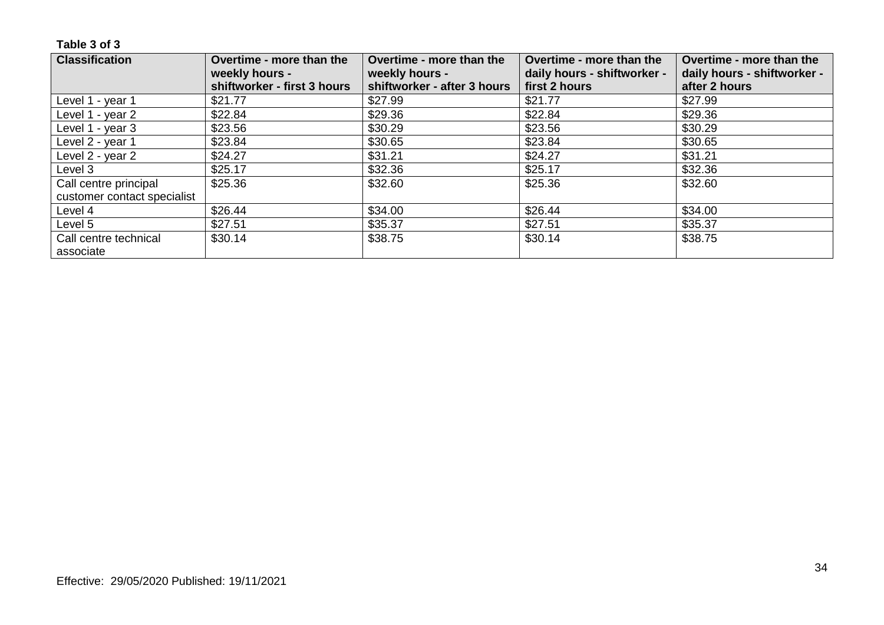**Table 3 of 3**

| Classification | Overtime - more than the weekly hours - shiftworker - first 3 hours | Overtime - more than the weekly hours - shiftworker - after 3 hours | Overtime - more than the daily hours - shiftworker - first 2 hours | Overtime - more than the daily hours - shiftworker - after 2 hours |
|---|---|---|---|---|
| Level 1 - year 1 | $21.77 | $27.99 | $21.77 | $27.99 |
| Level 1 - year 2 | $22.84 | $29.36 | $22.84 | $29.36 |
| Level 1 - year 3 | $23.56 | $30.29 | $23.56 | $30.29 |
| Level 2 - year 1 | $23.84 | $30.65 | $23.84 | $30.65 |
| Level 2 - year 2 | $24.27 | $31.21 | $24.27 | $31.21 |
| Level 3 | $25.17 | $32.36 | $25.17 | $32.36 |
| Call centre principal customer contact specialist | $25.36 | $32.60 | $25.36 | $32.60 |
| Level 4 | $26.44 | $34.00 | $26.44 | $34.00 |
| Level 5 | $27.51 | $35.37 | $27.51 | $35.37 |
| Call centre technical associate | $30.14 | $38.75 | $30.14 | $38.75 |

Effective: 29/05/2020 Published: 19/11/2021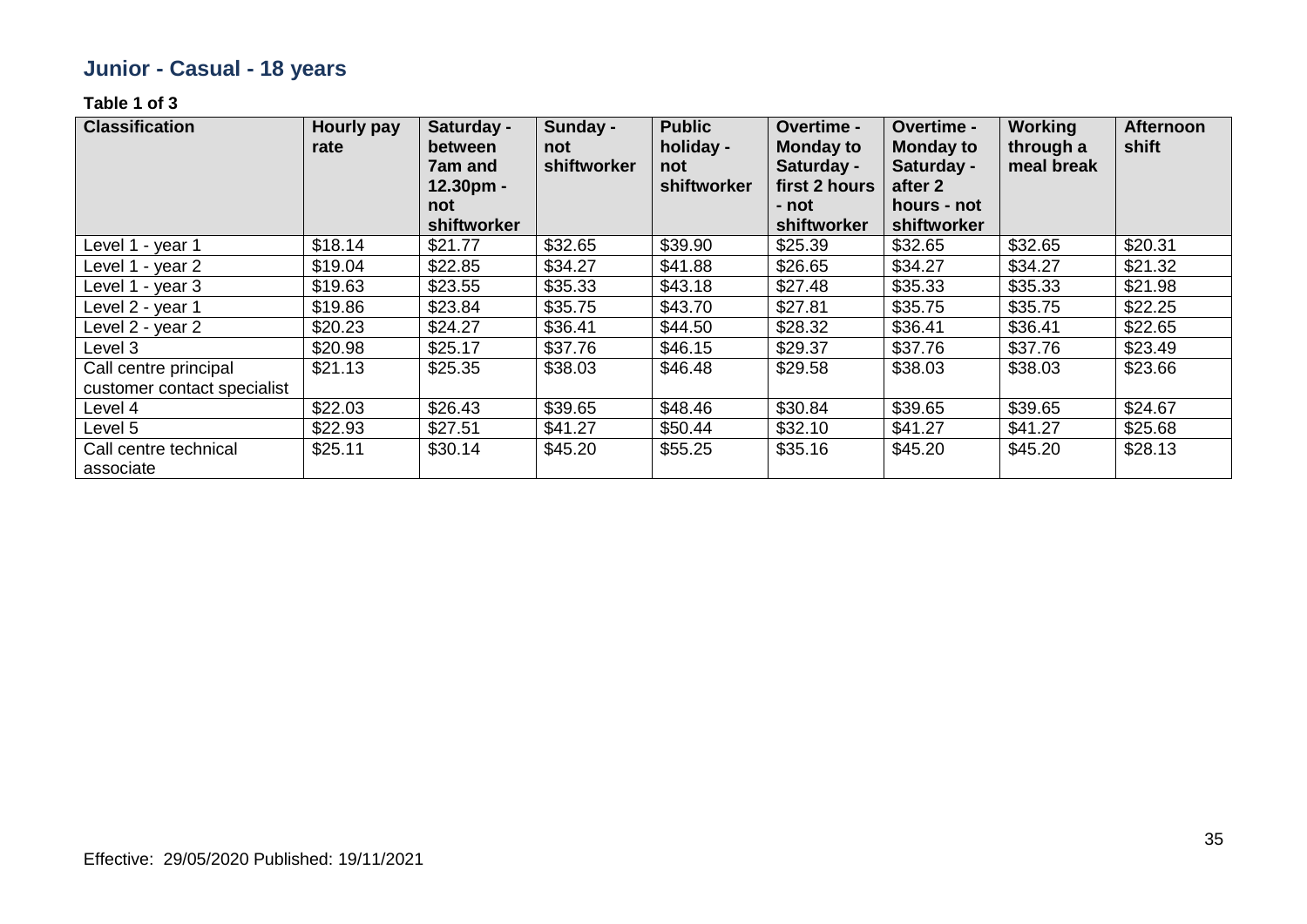## Junior - Casual - 18 years

**Table 1 of 3**

| Classification | Hourly pay rate | Saturday - between 7am and 12.30pm - not shiftworker | Sunday - not shiftworker | Public holiday - not shiftworker | Overtime - Monday to Saturday - first 2 hours - not shiftworker | Overtime - Monday to Saturday - after 2 hours - not shiftworker | Working through a meal break | Afternoon shift |
|---|---|---|---|---|---|---|---|---|
| Level 1 - year 1 | $18.14 | $21.77 | $32.65 | $39.90 | $25.39 | $32.65 | $32.65 | $20.31 |
| Level 1 - year 2 | $19.04 | $22.85 | $34.27 | $41.88 | $26.65 | $34.27 | $34.27 | $21.32 |
| Level 1 - year 3 | $19.63 | $23.55 | $35.33 | $43.18 | $27.48 | $35.33 | $35.33 | $21.98 |
| Level 2 - year 1 | $19.86 | $23.84 | $35.75 | $43.70 | $27.81 | $35.75 | $35.75 | $22.25 |
| Level 2 - year 2 | $20.23 | $24.27 | $36.41 | $44.50 | $28.32 | $36.41 | $36.41 | $22.65 |
| Level 3 | $20.98 | $25.17 | $37.76 | $46.15 | $29.37 | $37.76 | $37.76 | $23.49 |
| Call centre principal customer contact specialist | $21.13 | $25.35 | $38.03 | $46.48 | $29.58 | $38.03 | $38.03 | $23.66 |
| Level 4 | $22.03 | $26.43 | $39.65 | $48.46 | $30.84 | $39.65 | $39.65 | $24.67 |
| Level 5 | $22.93 | $27.51 | $41.27 | $50.44 | $32.10 | $41.27 | $41.27 | $25.68 |
| Call centre technical associate | $25.11 | $30.14 | $45.20 | $55.25 | $35.16 | $45.20 | $45.20 | $28.13 |

Effective: 29/05/2020 Published: 19/11/2021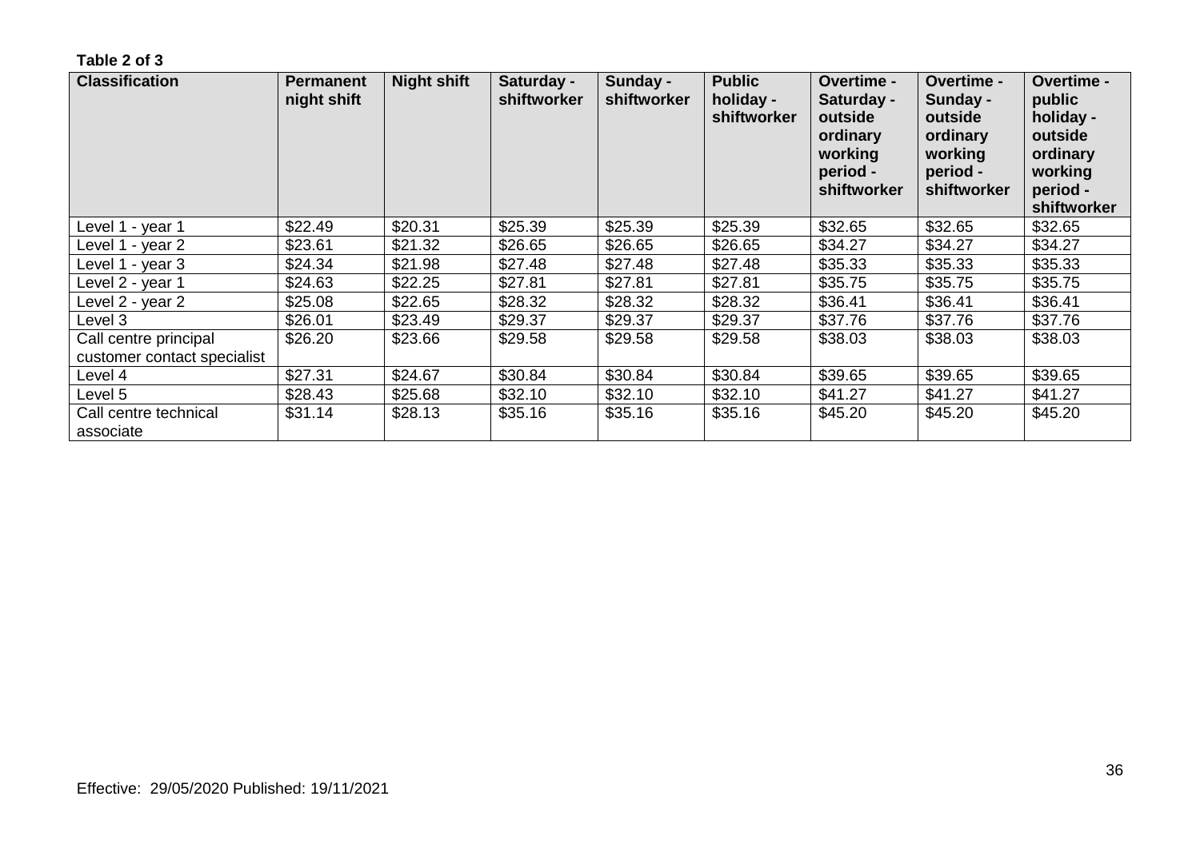**Table 2 of 3**

| Classification | Permanent night shift | Night shift | Saturday - shiftworker | Sunday - shiftworker | Public holiday - shiftworker | Overtime - Saturday - outside ordinary working period - shiftworker | Overtime - Sunday - outside ordinary working period - shiftworker | Overtime - public holiday - outside ordinary working period - shiftworker |
|---|---|---|---|---|---|---|---|---|
| Level 1 - year 1 | $22.49 | $20.31 | $25.39 | $25.39 | $25.39 | $32.65 | $32.65 | $32.65 |
| Level 1 - year 2 | $23.61 | $21.32 | $26.65 | $26.65 | $26.65 | $34.27 | $34.27 | $34.27 |
| Level 1 - year 3 | $24.34 | $21.98 | $27.48 | $27.48 | $27.48 | $35.33 | $35.33 | $35.33 |
| Level 2 - year 1 | $24.63 | $22.25 | $27.81 | $27.81 | $27.81 | $35.75 | $35.75 | $35.75 |
| Level 2 - year 2 | $25.08 | $22.65 | $28.32 | $28.32 | $28.32 | $36.41 | $36.41 | $36.41 |
| Level 3 | $26.01 | $23.49 | $29.37 | $29.37 | $29.37 | $37.76 | $37.76 | $37.76 |
| Call centre principal customer contact specialist | $26.20 | $23.66 | $29.58 | $29.58 | $29.58 | $38.03 | $38.03 | $38.03 |
| Level 4 | $27.31 | $24.67 | $30.84 | $30.84 | $30.84 | $39.65 | $39.65 | $39.65 |
| Level 5 | $28.43 | $25.68 | $32.10 | $32.10 | $32.10 | $41.27 | $41.27 | $41.27 |
| Call centre technical associate | $31.14 | $28.13 | $35.16 | $35.16 | $35.16 | $45.20 | $45.20 | $45.20 |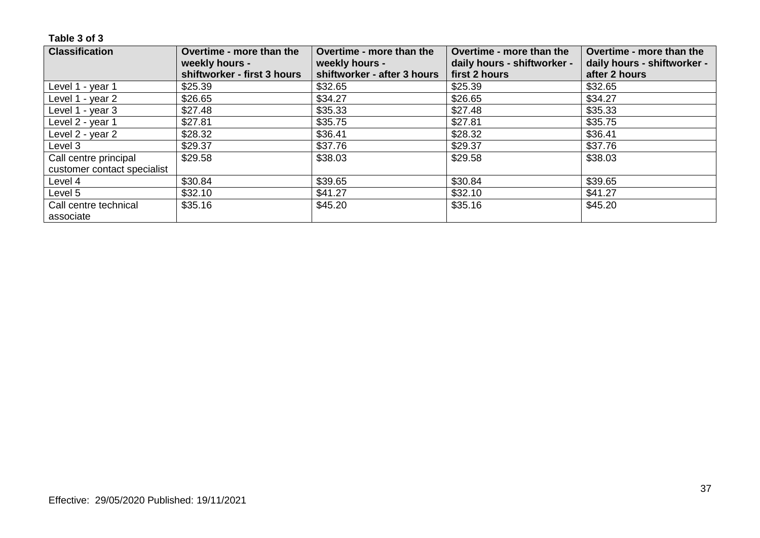**Table 3 of 3**

| Classification | Overtime - more than the weekly hours - shiftworker - first 3 hours | Overtime - more than the weekly hours - shiftworker - after 3 hours | Overtime - more than the daily hours - shiftworker - first 2 hours | Overtime - more than the daily hours - shiftworker - after 2 hours |
|---|---|---|---|---|
| Level 1 - year 1 | $25.39 | $32.65 | $25.39 | $32.65 |
| Level 1 - year 2 | $26.65 | $34.27 | $26.65 | $34.27 |
| Level 1 - year 3 | $27.48 | $35.33 | $27.48 | $35.33 |
| Level 2 - year 1 | $27.81 | $35.75 | $27.81 | $35.75 |
| Level 2 - year 2 | $28.32 | $36.41 | $28.32 | $36.41 |
| Level 3 | $29.37 | $37.76 | $29.37 | $37.76 |
| Call centre principal customer contact specialist | $29.58 | $38.03 | $29.58 | $38.03 |
| Level 4 | $30.84 | $39.65 | $30.84 | $39.65 |
| Level 5 | $32.10 | $41.27 | $32.10 | $41.27 |
| Call centre technical associate | $35.16 | $45.20 | $35.16 | $45.20 |

Effective: 29/05/2020 Published: 19/11/2021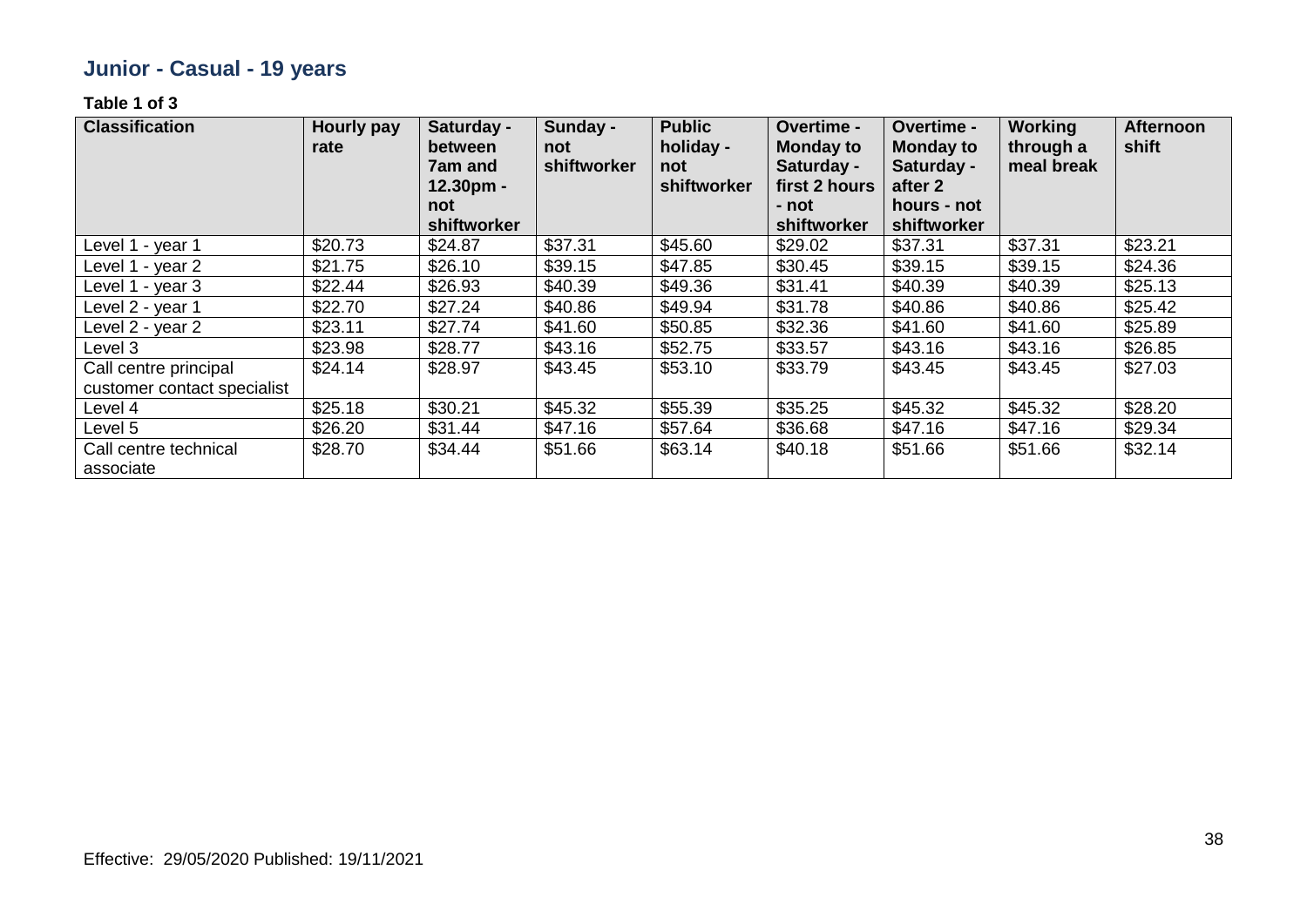## Junior - Casual - 19 years

**Table 1 of 3**

| Classification | Hourly pay rate | Saturday - between 7am and 12.30pm - not shiftworker | Sunday - not shiftworker | Public holiday - not shiftworker | Overtime - Monday to Saturday - first 2 hours - not shiftworker | Overtime - Monday to Saturday - after 2 hours - not shiftworker | Working through a meal break | Afternoon shift |
|---|---|---|---|---|---|---|---|---|
| Level 1 - year 1 | $20.73 | $24.87 | $37.31 | $45.60 | $29.02 | $37.31 | $37.31 | $23.21 |
| Level 1 - year 2 | $21.75 | $26.10 | $39.15 | $47.85 | $30.45 | $39.15 | $39.15 | $24.36 |
| Level 1 - year 3 | $22.44 | $26.93 | $40.39 | $49.36 | $31.41 | $40.39 | $40.39 | $25.13 |
| Level 2 - year 1 | $22.70 | $27.24 | $40.86 | $49.94 | $31.78 | $40.86 | $40.86 | $25.42 |
| Level 2 - year 2 | $23.11 | $27.74 | $41.60 | $50.85 | $32.36 | $41.60 | $41.60 | $25.89 |
| Level 3 | $23.98 | $28.77 | $43.16 | $52.75 | $33.57 | $43.16 | $43.16 | $26.85 |
| Call centre principal customer contact specialist | $24.14 | $28.97 | $43.45 | $53.10 | $33.79 | $43.45 | $43.45 | $27.03 |
| Level 4 | $25.18 | $30.21 | $45.32 | $55.39 | $35.25 | $45.32 | $45.32 | $28.20 |
| Level 5 | $26.20 | $31.44 | $47.16 | $57.64 | $36.68 | $47.16 | $47.16 | $29.34 |
| Call centre technical associate | $28.70 | $34.44 | $51.66 | $63.14 | $40.18 | $51.66 | $51.66 | $32.14 |

Effective: 29/05/2020 Published: 19/11/2021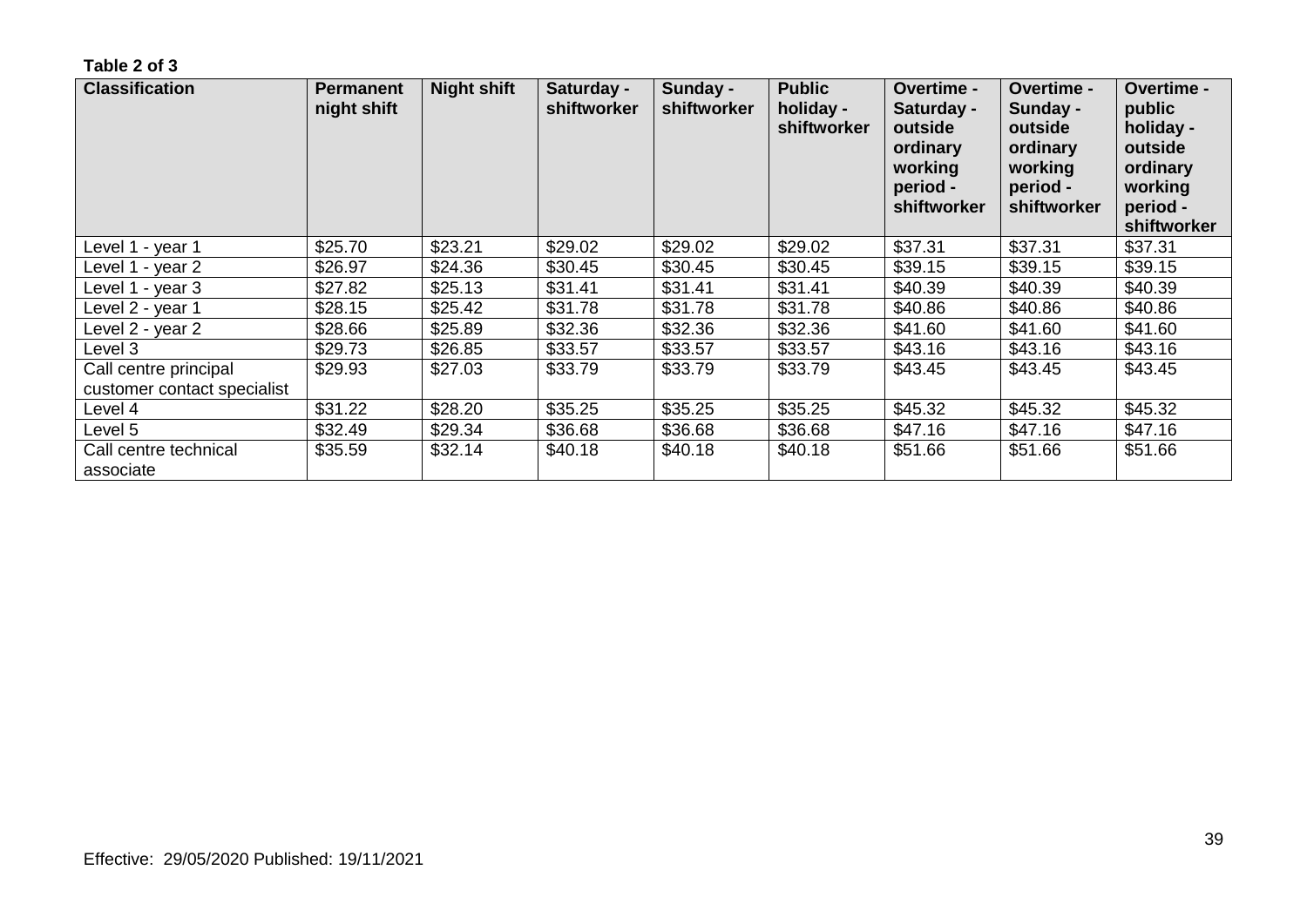**Table 2 of 3**

| Classification | Permanent night shift | Night shift | Saturday - shiftworker | Sunday - shiftworker | Public holiday - shiftworker | Overtime - Saturday - outside ordinary working period - shiftworker | Overtime - Sunday - outside ordinary working period - shiftworker | Overtime - public holiday - outside ordinary working period - shiftworker |
|---|---|---|---|---|---|---|---|---|
| Level 1 - year 1 | $25.70 | $23.21 | $29.02 | $29.02 | $29.02 | $37.31 | $37.31 | $37.31 |
| Level 1 - year 2 | $26.97 | $24.36 | $30.45 | $30.45 | $30.45 | $39.15 | $39.15 | $39.15 |
| Level 1 - year 3 | $27.82 | $25.13 | $31.41 | $31.41 | $31.41 | $40.39 | $40.39 | $40.39 |
| Level 2 - year 1 | $28.15 | $25.42 | $31.78 | $31.78 | $31.78 | $40.86 | $40.86 | $40.86 |
| Level 2 - year 2 | $28.66 | $25.89 | $32.36 | $32.36 | $32.36 | $41.60 | $41.60 | $41.60 |
| Level 3 | $29.73 | $26.85 | $33.57 | $33.57 | $33.57 | $43.16 | $43.16 | $43.16 |
| Call centre principal customer contact specialist | $29.93 | $27.03 | $33.79 | $33.79 | $33.79 | $43.45 | $43.45 | $43.45 |
| Level 4 | $31.22 | $28.20 | $35.25 | $35.25 | $35.25 | $45.32 | $45.32 | $45.32 |
| Level 5 | $32.49 | $29.34 | $36.68 | $36.68 | $36.68 | $47.16 | $47.16 | $47.16 |
| Call centre technical associate | $35.59 | $32.14 | $40.18 | $40.18 | $40.18 | $51.66 | $51.66 | $51.66 |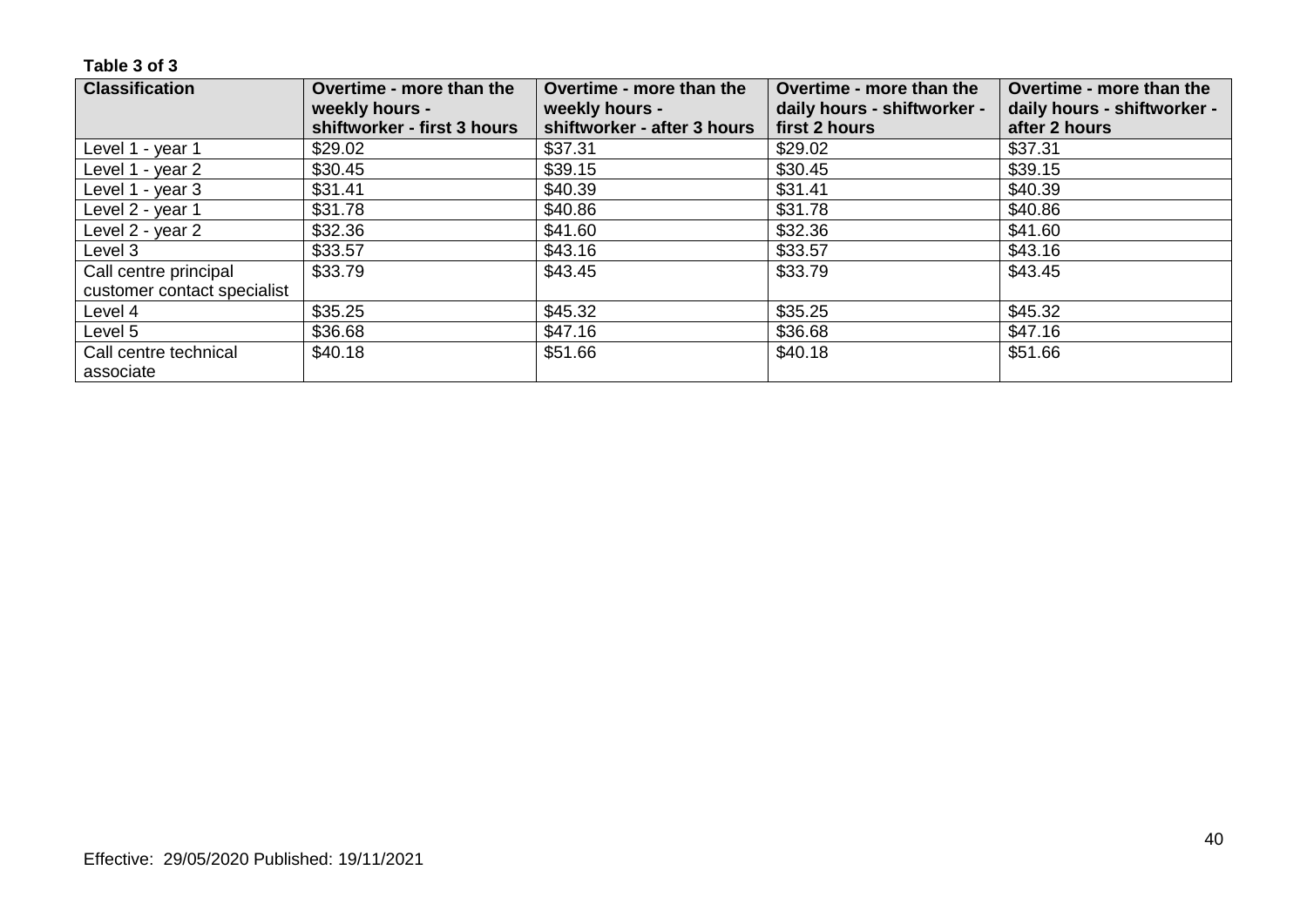**Table 3 of 3**

| Classification | Overtime - more than the weekly hours - shiftworker - first 3 hours | Overtime - more than the weekly hours - shiftworker - after 3 hours | Overtime - more than the daily hours - shiftworker - first 2 hours | Overtime - more than the daily hours - shiftworker - after 2 hours |
|---|---|---|---|---|
| Level 1 - year 1 | $29.02 | $37.31 | $29.02 | $37.31 |
| Level 1 - year 2 | $30.45 | $39.15 | $30.45 | $39.15 |
| Level 1 - year 3 | $31.41 | $40.39 | $31.41 | $40.39 |
| Level 2 - year 1 | $31.78 | $40.86 | $31.78 | $40.86 |
| Level 2 - year 2 | $32.36 | $41.60 | $32.36 | $41.60 |
| Level 3 | $33.57 | $43.16 | $33.57 | $43.16 |
| Call centre principal customer contact specialist | $33.79 | $43.45 | $33.79 | $43.45 |
| Level 4 | $35.25 | $45.32 | $35.25 | $45.32 |
| Level 5 | $36.68 | $47.16 | $36.68 | $47.16 |
| Call centre technical associate | $40.18 | $51.66 | $40.18 | $51.66 |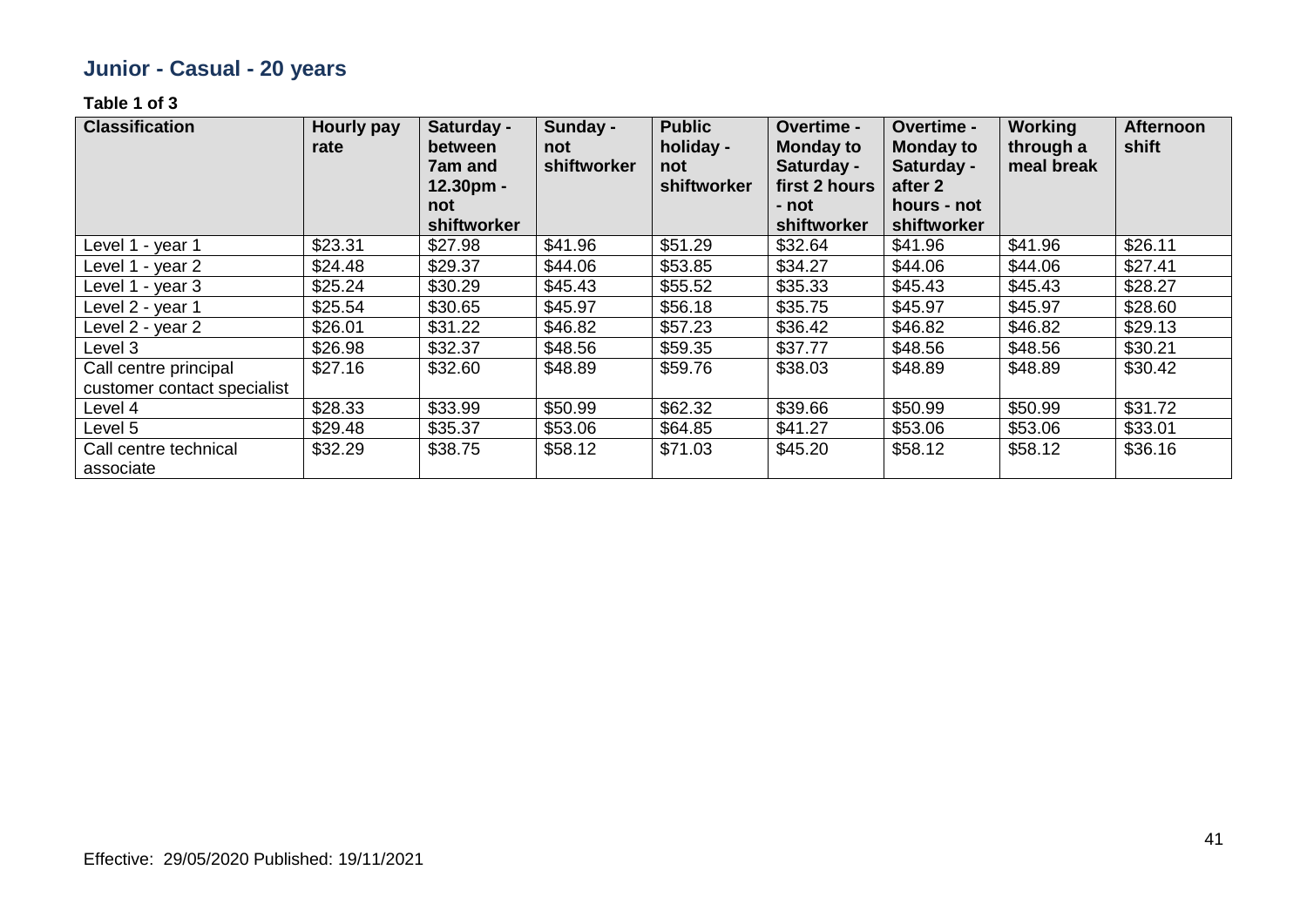## Junior - Casual - 20 years

**Table 1 of 3**

| Classification | Hourly pay rate | Saturday - between 7am and 12.30pm - not shiftworker | Sunday - not shiftworker | Public holiday - not shiftworker | Overtime - Monday to Saturday - first 2 hours - not shiftworker | Overtime - Monday to Saturday - after 2 hours - not shiftworker | Working through a meal break | Afternoon shift |
|---|---|---|---|---|---|---|---|---|
| Level 1 - year 1 | $23.31 | $27.98 | $41.96 | $51.29 | $32.64 | $41.96 | $41.96 | $26.11 |
| Level 1 - year 2 | $24.48 | $29.37 | $44.06 | $53.85 | $34.27 | $44.06 | $44.06 | $27.41 |
| Level 1 - year 3 | $25.24 | $30.29 | $45.43 | $55.52 | $35.33 | $45.43 | $45.43 | $28.27 |
| Level 2 - year 1 | $25.54 | $30.65 | $45.97 | $56.18 | $35.75 | $45.97 | $45.97 | $28.60 |
| Level 2 - year 2 | $26.01 | $31.22 | $46.82 | $57.23 | $36.42 | $46.82 | $46.82 | $29.13 |
| Level 3 | $26.98 | $32.37 | $48.56 | $59.35 | $37.77 | $48.56 | $48.56 | $30.21 |
| Call centre principal customer contact specialist | $27.16 | $32.60 | $48.89 | $59.76 | $38.03 | $48.89 | $48.89 | $30.42 |
| Level 4 | $28.33 | $33.99 | $50.99 | $62.32 | $39.66 | $50.99 | $50.99 | $31.72 |
| Level 5 | $29.48 | $35.37 | $53.06 | $64.85 | $41.27 | $53.06 | $53.06 | $33.01 |
| Call centre technical associate | $32.29 | $38.75 | $58.12 | $71.03 | $45.20 | $58.12 | $58.12 | $36.16 |

Effective: 29/05/2020 Published: 19/11/2021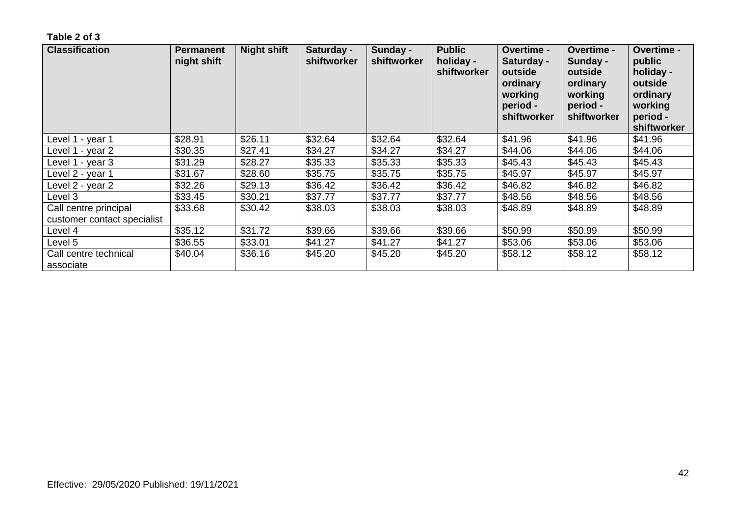**Table 2 of 3**

| Classification | Permanent night shift | Night shift | Saturday - shiftworker | Sunday - shiftworker | Public holiday - shiftworker | Overtime - Saturday - outside ordinary working period - shiftworker | Overtime - Sunday - outside ordinary working period - shiftworker | Overtime - public holiday - outside ordinary working period - shiftworker |
|---|---|---|---|---|---|---|---|---|
| Level 1 - year 1 | $28.91 | $26.11 | $32.64 | $32.64 | $32.64 | $41.96 | $41.96 | $41.96 |
| Level 1 - year 2 | $30.35 | $27.41 | $34.27 | $34.27 | $34.27 | $44.06 | $44.06 | $44.06 |
| Level 1 - year 3 | $31.29 | $28.27 | $35.33 | $35.33 | $35.33 | $45.43 | $45.43 | $45.43 |
| Level 2 - year 1 | $31.67 | $28.60 | $35.75 | $35.75 | $35.75 | $45.97 | $45.97 | $45.97 |
| Level 2 - year 2 | $32.26 | $29.13 | $36.42 | $36.42 | $36.42 | $46.82 | $46.82 | $46.82 |
| Level 3 | $33.45 | $30.21 | $37.77 | $37.77 | $37.77 | $48.56 | $48.56 | $48.56 |
| Call centre principal customer contact specialist | $33.68 | $30.42 | $38.03 | $38.03 | $38.03 | $48.89 | $48.89 | $48.89 |
| Level 4 | $35.12 | $31.72 | $39.66 | $39.66 | $39.66 | $50.99 | $50.99 | $50.99 |
| Level 5 | $36.55 | $33.01 | $41.27 | $41.27 | $41.27 | $53.06 | $53.06 | $53.06 |
| Call centre technical associate | $40.04 | $36.16 | $45.20 | $45.20 | $45.20 | $58.12 | $58.12 | $58.12 |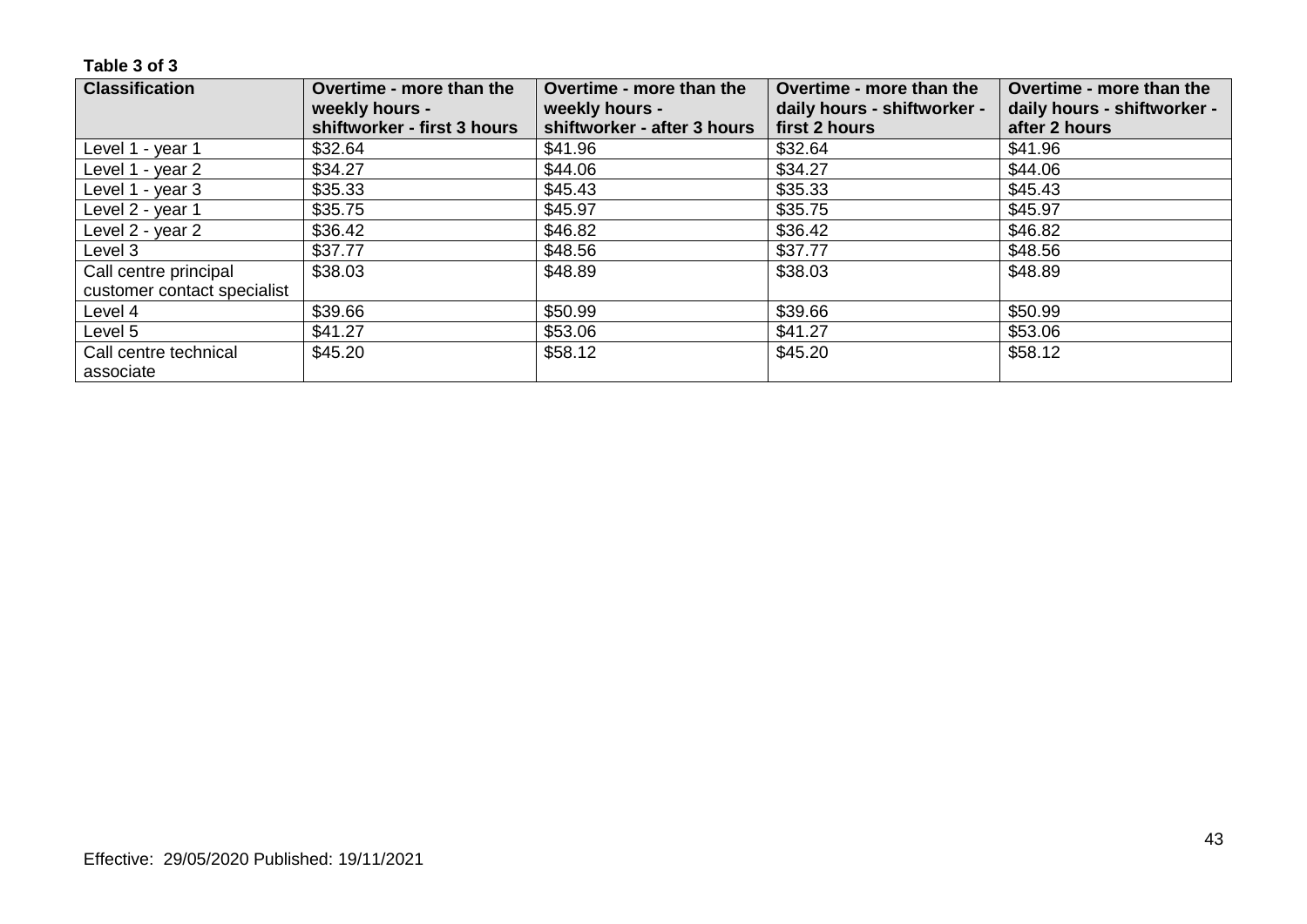**Table 3 of 3**

| Classification | Overtime - more than the weekly hours - shiftworker - first 3 hours | Overtime - more than the weekly hours - shiftworker - after 3 hours | Overtime - more than the daily hours - shiftworker - first 2 hours | Overtime - more than the daily hours - shiftworker - after 2 hours |
|---|---|---|---|---|
| Level 1 - year 1 | $32.64 | $41.96 | $32.64 | $41.96 |
| Level 1 - year 2 | $34.27 | $44.06 | $34.27 | $44.06 |
| Level 1 - year 3 | $35.33 | $45.43 | $35.33 | $45.43 |
| Level 2 - year 1 | $35.75 | $45.97 | $35.75 | $45.97 |
| Level 2 - year 2 | $36.42 | $46.82 | $36.42 | $46.82 |
| Level 3 | $37.77 | $48.56 | $37.77 | $48.56 |
| Call centre principal customer contact specialist | $38.03 | $48.89 | $38.03 | $48.89 |
| Level 4 | $39.66 | $50.99 | $39.66 | $50.99 |
| Level 5 | $41.27 | $53.06 | $41.27 | $53.06 |
| Call centre technical associate | $45.20 | $58.12 | $45.20 | $58.12 |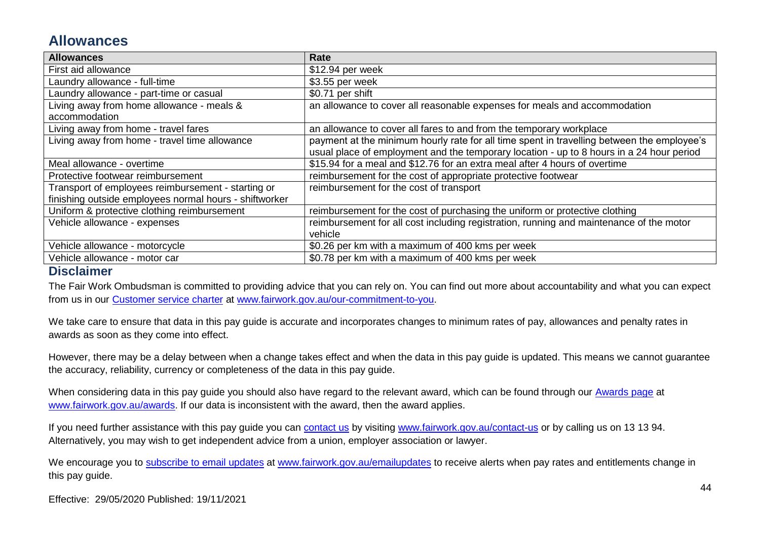## Allowances

| Allowances | Rate |
| --- | --- |
| First aid allowance | $12.94 per week |
| Laundry allowance - full-time | $3.55 per week |
| Laundry allowance - part-time or casual | $0.71 per shift |
| Living away from home allowance - meals & accommodation | an allowance to cover all reasonable expenses for meals and accommodation |
| Living away from home - travel fares | an allowance to cover all fares to and from the temporary workplace |
| Living away from home - travel time allowance | payment at the minimum hourly rate for all time spent in travelling between the employee's usual place of employment and the temporary location - up to 8 hours in a 24 hour period |
| Meal allowance - overtime | $15.94 for a meal and $12.76 for an extra meal after 4 hours of overtime |
| Protective footwear reimbursement | reimbursement for the cost of appropriate protective footwear |
| Transport of employees reimbursement - starting or finishing outside employees normal hours - shiftworker | reimbursement for the cost of transport |
| Uniform & protective clothing reimbursement | reimbursement for the cost of purchasing the uniform or protective clothing |
| Vehicle allowance - expenses | reimbursement for all cost including registration, running and maintenance of the motor vehicle |
| Vehicle allowance - motorcycle | $0.26 per km with a maximum of 400 kms per week |
| Vehicle allowance - motor car | $0.78 per km with a maximum of 400 kms per week |

## Disclaimer

The Fair Work Ombudsman is committed to providing advice that you can rely on. You can find out more about accountability and what you can expect from us in our Customer service charter at www.fairwork.gov.au/our-commitment-to-you.

We take care to ensure that data in this pay guide is accurate and incorporates changes to minimum rates of pay, allowances and penalty rates in awards as soon as they come into effect.

However, there may be a delay between when a change takes effect and when the data in this pay guide is updated. This means we cannot guarantee the accuracy, reliability, currency or completeness of the data in this pay guide.

When considering data in this pay guide you should also have regard to the relevant award, which can be found through our Awards page at www.fairwork.gov.au/awards. If our data is inconsistent with the award, then the award applies.

If you need further assistance with this pay guide you can contact us by visiting www.fairwork.gov.au/contact-us or by calling us on 13 13 94. Alternatively, you may wish to get independent advice from a union, employer association or lawyer.

We encourage you to subscribe to email updates at www.fairwork.gov.au/emailupdates to receive alerts when pay rates and entitlements change in this pay guide.